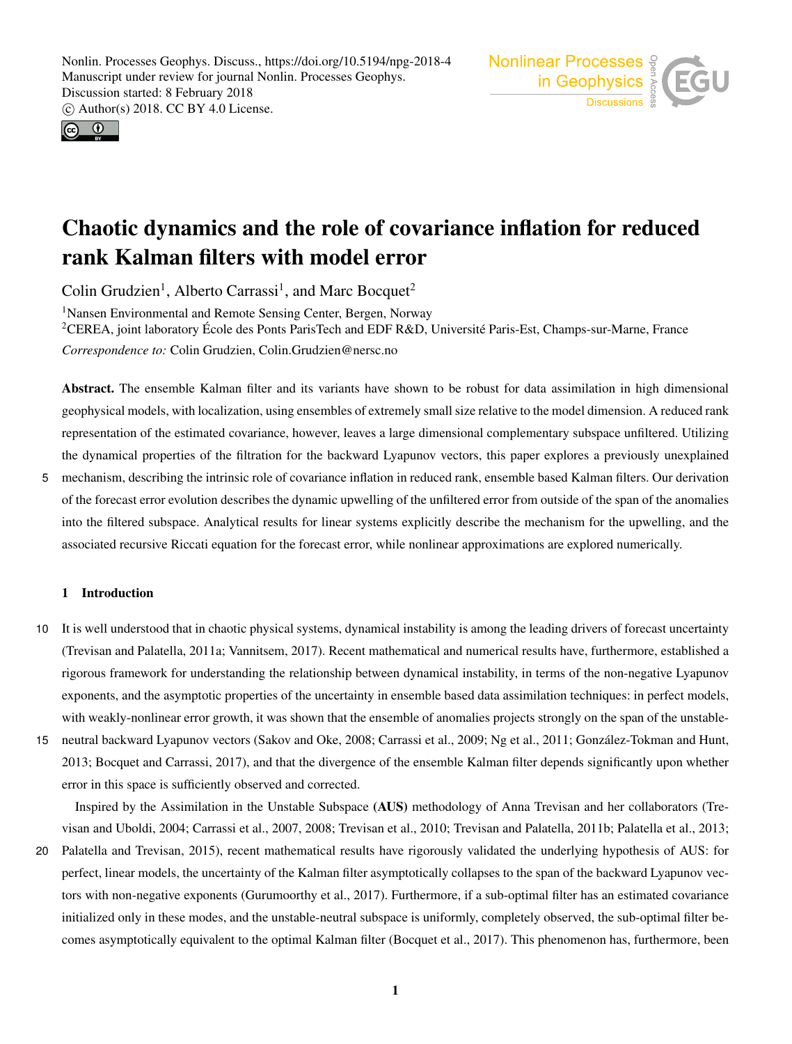// Chaotic dynamics and the role of covariance inflation for reduced rank Kalman filters with model error

Colin Grudzien[1], Alberto Carrassi[1], and Marc Bocquet[2]

[1]Nansen Environmental and Remote Sensing Center, Bergen, Norway

[2]CEREA, joint laboratory École des Ponts ParisTech and EDF R&D, Université Paris-Est, Champs-sur-Marne, France

*Correspondence to:* Colin Grudzien, Colin.Grudzien@nersc.no

**Abstract.** The ensemble Kalman filter and its variants have shown to be robust for data assimilation in high dimensional geophysical models, with localization, using ensembles of extremely small size relative to the model dimension. A reduced rank representation of the estimated covariance, however, leaves a large dimensional complementary subspace unfiltered. Utilizing the dynamical properties of the filtration for the backward Lyapunov vectors, this paper explores a previously unexplained mechanism, describing the intrinsic role of covariance inflation in reduced rank, ensemble based Kalman filters. Our derivation of the forecast error evolution describes the dynamic upwelling of the unfiltered error from outside of the span of the anomalies into the filtered subspace. Analytical results for linear systems explicitly describe the mechanism for the upwelling, and the associated recursive Riccati equation for the forecast error, while nonlinear approximations are explored numerically.

## 1 Introduction

It is well understood that in chaotic physical systems, dynamical instability is among the leading drivers of forecast uncertainty (Trevisan and Palatella, 2011a; Vannitsem, 2017). Recent mathematical and numerical results have, furthermore, established a rigorous framework for understanding the relationship between dynamical instability, in terms of the non-negative Lyapunov exponents, and the asymptotic properties of the uncertainty in ensemble based data assimilation techniques: in perfect models, with weakly-nonlinear error growth, it was shown that the ensemble of anomalies projects strongly on the span of the unstable-neutral backward Lyapunov vectors (Sakov and Oke, 2008; Carrassi et al., 2009; Ng et al., 2011; González-Tokman and Hunt, 2013; Bocquet and Carrassi, 2017), and that the divergence of the ensemble Kalman filter depends significantly upon whether error in this space is sufficiently observed and corrected.

Inspired by the Assimilation in the Unstable Subspace **(AUS)** methodology of Anna Trevisan and her collaborators (Trevisan and Uboldi, 2004; Carrassi et al., 2007, 2008; Trevisan et al., 2010; Trevisan and Palatella, 2011b; Palatella et al., 2013; Palatella and Trevisan, 2015), recent mathematical results have rigorously validated the underlying hypothesis of AUS: for perfect, linear models, the uncertainty of the Kalman filter asymptotically collapses to the span of the backward Lyapunov vectors with non-negative exponents (Gurumoorthy et al., 2017). Furthermore, if a sub-optimal filter has an estimated covariance initialized only in these modes, and the unstable-neutral subspace is uniformly, completely observed, the sub-optimal filter becomes asymptotically equivalent to the optimal Kalman filter (Bocquet et al., 2017). This phenomenon has, furthermore, been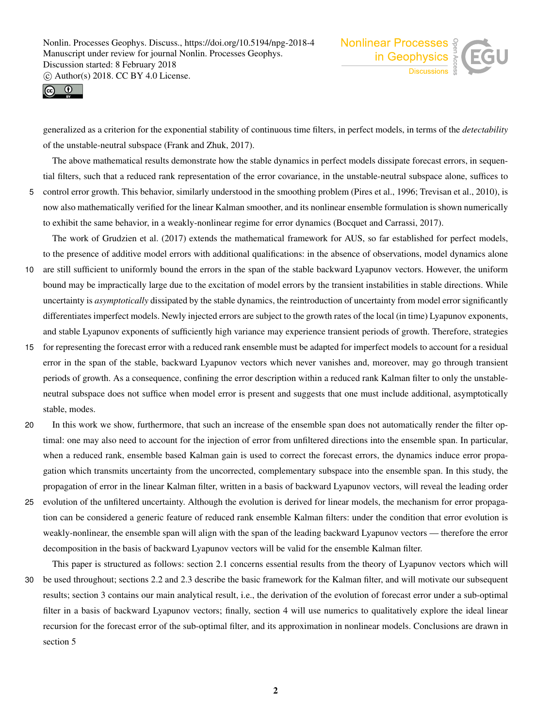generalized as a criterion for the exponential stability of continuous time filters, in perfect models, in terms of the *detectability* of the unstable-neutral subspace (Frank and Zhuk, 2017).

The above mathematical results demonstrate how the stable dynamics in perfect models dissipate forecast errors, in sequential filters, such that a reduced rank representation of the error covariance, in the unstable-neutral subspace alone, suffices to control error growth. This behavior, similarly understood in the smoothing problem (Pires et al., 1996; Trevisan et al., 2010), is now also mathematically verified for the linear Kalman smoother, and its nonlinear ensemble formulation is shown numerically to exhibit the same behavior, in a weakly-nonlinear regime for error dynamics (Bocquet and Carrassi, 2017).

The work of Grudzien et al. (2017) extends the mathematical framework for AUS, so far established for perfect models, to the presence of additive model errors with additional qualifications: in the absence of observations, model dynamics alone are still sufficient to uniformly bound the errors in the span of the stable backward Lyapunov vectors. However, the uniform bound may be impractically large due to the excitation of model errors by the transient instabilities in stable directions. While uncertainty is *asymptotically* dissipated by the stable dynamics, the reintroduction of uncertainty from model error significantly differentiates imperfect models. Newly injected errors are subject to the growth rates of the local (in time) Lyapunov exponents, and stable Lyapunov exponents of sufficiently high variance may experience transient periods of growth. Therefore, strategies for representing the forecast error with a reduced rank ensemble must be adapted for imperfect models to account for a residual error in the span of the stable, backward Lyapunov vectors which never vanishes and, moreover, may go through transient periods of growth. As a consequence, confining the error description within a reduced rank Kalman filter to only the unstable-neutral subspace does not suffice when model error is present and suggests that one must include additional, asymptotically stable, modes.

In this work we show, furthermore, that such an increase of the ensemble span does not automatically render the filter optimal: one may also need to account for the injection of error from unfiltered directions into the ensemble span. In particular, when a reduced rank, ensemble based Kalman gain is used to correct the forecast errors, the dynamics induce error propagation which transmits uncertainty from the uncorrected, complementary subspace into the ensemble span. In this study, the propagation of error in the linear Kalman filter, written in a basis of backward Lyapunov vectors, will reveal the leading order evolution of the unfiltered uncertainty. Although the evolution is derived for linear models, the mechanism for error propagation can be considered a generic feature of reduced rank ensemble Kalman filters: under the condition that error evolution is weakly-nonlinear, the ensemble span will align with the span of the leading backward Lyapunov vectors — therefore the error decomposition in the basis of backward Lyapunov vectors will be valid for the ensemble Kalman filter.

This paper is structured as follows: section 2.1 concerns essential results from the theory of Lyapunov vectors which will be used throughout; sections 2.2 and 2.3 describe the basic framework for the Kalman filter, and will motivate our subsequent results; section 3 contains our main analytical result, i.e., the derivation of the evolution of forecast error under a sub-optimal filter in a basis of backward Lyapunov vectors; finally, section 4 will use numerics to qualitatively explore the ideal linear recursion for the forecast error of the sub-optimal filter, and its approximation in nonlinear models. Conclusions are drawn in section 5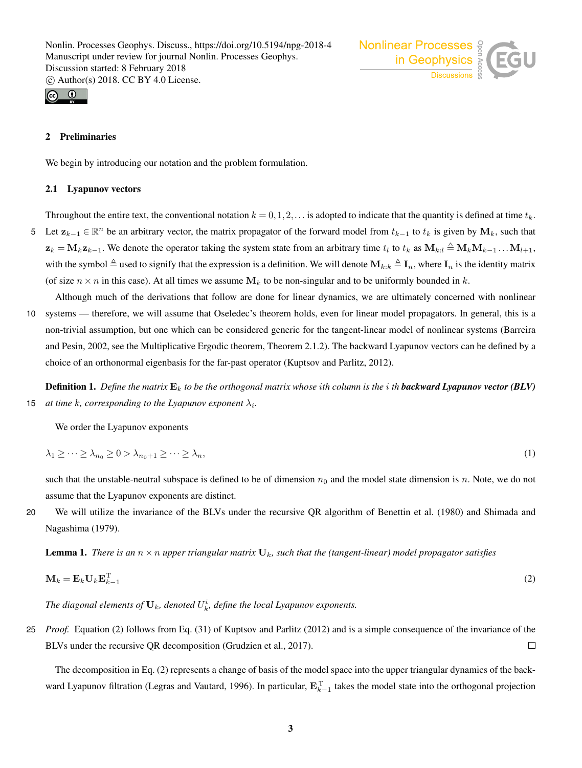## 2 Preliminaries

We begin by introducing our notation and the problem formulation.

### 2.1 Lyapunov vectors

Throughout the entire text, the conventional notation $k = 0, 1, 2, \ldots$ is adopted to indicate that the quantity is defined at time $t_k$. Let $\mathbf{z}_{k-1} \in \mathbb{R}^n$ be an arbitrary vector, the matrix propagator of the forward model from $t_{k-1}$ to $t_k$ is given by $\mathbf{M}_k$, such that $\mathbf{z}_k = \mathbf{M}_k \mathbf{z}_{k-1}$. We denote the operator taking the system state from an arbitrary time $t_l$ to $t_k$ as $\mathbf{M}_{k:l} \triangleq \mathbf{M}_k \mathbf{M}_{k-1} \ldots \mathbf{M}_{l+1}$, with the symbol $\triangleq$ used to signify that the expression is a definition. We will denote $\mathbf{M}_{k:k} \triangleq \mathbf{I}_n$, where $\mathbf{I}_n$ is the identity matrix (of size $n \times n$ in this case). At all times we assume $\mathbf{M}_k$ to be non-singular and to be uniformly bounded in $k$.

Although much of the derivations that follow are done for linear dynamics, we are ultimately concerned with nonlinear systems — therefore, we will assume that Oseledec's theorem holds, even for linear model propagators. In general, this is a non-trivial assumption, but one which can be considered generic for the tangent-linear model of nonlinear systems (Barreira and Pesin, 2002, see the Multiplicative Ergodic theorem, Theorem 2.1.2). The backward Lyapunov vectors can be defined by a choice of an orthonormal eigenbasis for the far-past operator (Kuptsov and Parlitz, 2012).

**Definition 1.** *Define the matrix $\mathbf{E}_k$ to be the orthogonal matrix whose $i$th column is the $i$ th* ***backward Lyapunov vector (BLV)*** *at time $k$, corresponding to the Lyapunov exponent $\lambda_i$.*

We order the Lyapunov exponents

$$\lambda_1 \geq \cdots \geq \lambda_{n_0} \geq 0 > \lambda_{n_0+1} \geq \cdots \geq \lambda_n, \tag{1}$$

such that the unstable-neutral subspace is defined to be of dimension $n_0$ and the model state dimension is $n$. Note, we do not assume that the Lyapunov exponents are distinct.

We will utilize the invariance of the BLVs under the recursive QR algorithm of Benettin et al. (1980) and Shimada and Nagashima (1979).

**Lemma 1.** *There is an $n \times n$ upper triangular matrix $\mathbf{U}_k$, such that the (tangent-linear) model propagator satisfies*

$$\mathbf{M}_k = \mathbf{E}_k \mathbf{U}_k \mathbf{E}_{k-1}^{\mathrm{T}} \tag{2}$$

*The diagonal elements of $\mathbf{U}_k$, denoted $U_k^i$, define the local Lyapunov exponents.*

*Proof.* Equation (2) follows from Eq. (31) of Kuptsov and Parlitz (2012) and is a simple consequence of the invariance of the BLVs under the recursive QR decomposition (Grudzien et al., 2017). □

The decomposition in Eq. (2) represents a change of basis of the model space into the upper triangular dynamics of the backward Lyapunov filtration (Legras and Vautard, 1996). In particular, $\mathbf{E}_{k-1}^{\mathrm{T}}$ takes the model state into the orthogonal projection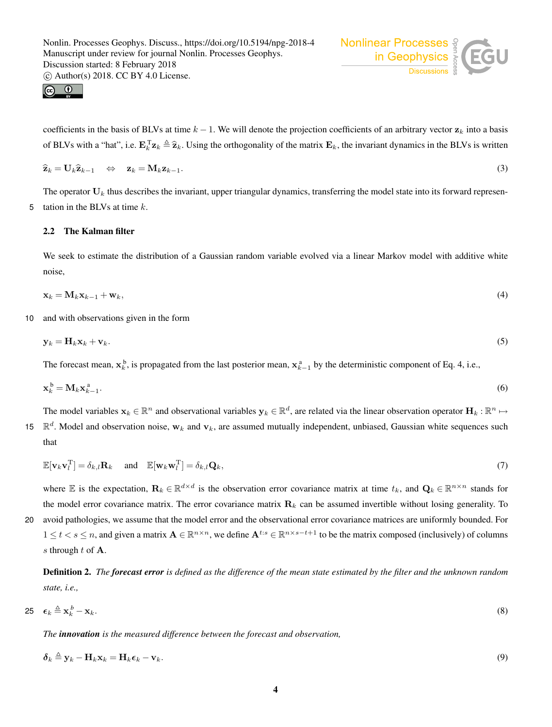coefficients in the basis of BLVs at time $k-1$. We will denote the projection coefficients of an arbitrary vector $\mathbf{z}_k$ into a basis of BLVs with a "hat", i.e. $\mathbf{E}_k^{\mathrm{T}}\mathbf{z}_k \triangleq \widehat{\mathbf{z}}_k$. Using the orthogonality of the matrix $\mathbf{E}_k$, the invariant dynamics in the BLVs is written

$$\widehat{\mathbf{z}}_k = \mathbf{U}_k \widehat{\mathbf{z}}_{k-1} \quad \Leftrightarrow \quad \mathbf{z}_k = \mathbf{M}_k \mathbf{z}_{k-1}. \tag{3}$$

The operator $\mathbf{U}_k$ thus describes the invariant, upper triangular dynamics, transferring the model state into its forward representation in the BLVs at time $k$.

### 2.2 The Kalman filter

We seek to estimate the distribution of a Gaussian random variable evolved via a linear Markov model with additive white noise,

$$\mathbf{x}_k = \mathbf{M}_k \mathbf{x}_{k-1} + \mathbf{w}_k, \tag{4}$$

and with observations given in the form

$$\mathbf{y}_k = \mathbf{H}_k \mathbf{x}_k + \mathbf{v}_k. \tag{5}$$

The forecast mean, $\mathbf{x}_k^{\mathrm{b}}$, is propagated from the last posterior mean, $\mathbf{x}_{k-1}^{\mathrm{a}}$ by the deterministic component of Eq. 4, i.e.,

$$\mathbf{x}_k^{\mathrm{b}} = \mathbf{M}_k \mathbf{x}_{k-1}^{\mathrm{a}}. \tag{6}$$

The model variables $\mathbf{x}_k \in \mathbb{R}^n$ and observational variables $\mathbf{y}_k \in \mathbb{R}^d$, are related via the linear observation operator $\mathbf{H}_k : \mathbb{R}^n \mapsto \mathbb{R}^d$. Model and observation noise, $\mathbf{w}_k$ and $\mathbf{v}_k$, are assumed mutually independent, unbiased, Gaussian white sequences such that

$$\mathbb{E}[\mathbf{v}_k \mathbf{v}_l^{\mathrm{T}}] = \delta_{k,l}\mathbf{R}_k \quad \text{and} \quad \mathbb{E}[\mathbf{w}_k \mathbf{w}_l^{\mathrm{T}}] = \delta_{k,l}\mathbf{Q}_k, \tag{7}$$

where $\mathbb{E}$ is the expectation, $\mathbf{R}_k \in \mathbb{R}^{d\times d}$ is the observation error covariance matrix at time $t_k$, and $\mathbf{Q}_k \in \mathbb{R}^{n\times n}$ stands for the model error covariance matrix. The error covariance matrix $\mathbf{R}_k$ can be assumed invertible without losing generality. To avoid pathologies, we assume that the model error and the observational error covariance matrices are uniformly bounded. For $1 \leq t < s \leq n$, and given a matrix $\mathbf{A} \in \mathbb{R}^{n\times n}$, we define $\mathbf{A}^{t:s} \in \mathbb{R}^{n\times s-t+1}$ to be the matrix composed (inclusively) of columns $s$ through $t$ of $\mathbf{A}$.

**Definition 2.** *The* ***forecast error*** *is defined as the difference of the mean state estimated by the filter and the unknown random state, i.e.,*

$$\boldsymbol{\epsilon}_k \triangleq \mathbf{x}_k^{b} - \mathbf{x}_k. \tag{8}$$

*The* ***innovation*** *is the measured difference between the forecast and observation,*

$$\boldsymbol{\delta}_k \triangleq \mathbf{y}_k - \mathbf{H}_k \mathbf{x}_k = \mathbf{H}_k \boldsymbol{\epsilon}_k - \mathbf{v}_k. \tag{9}$$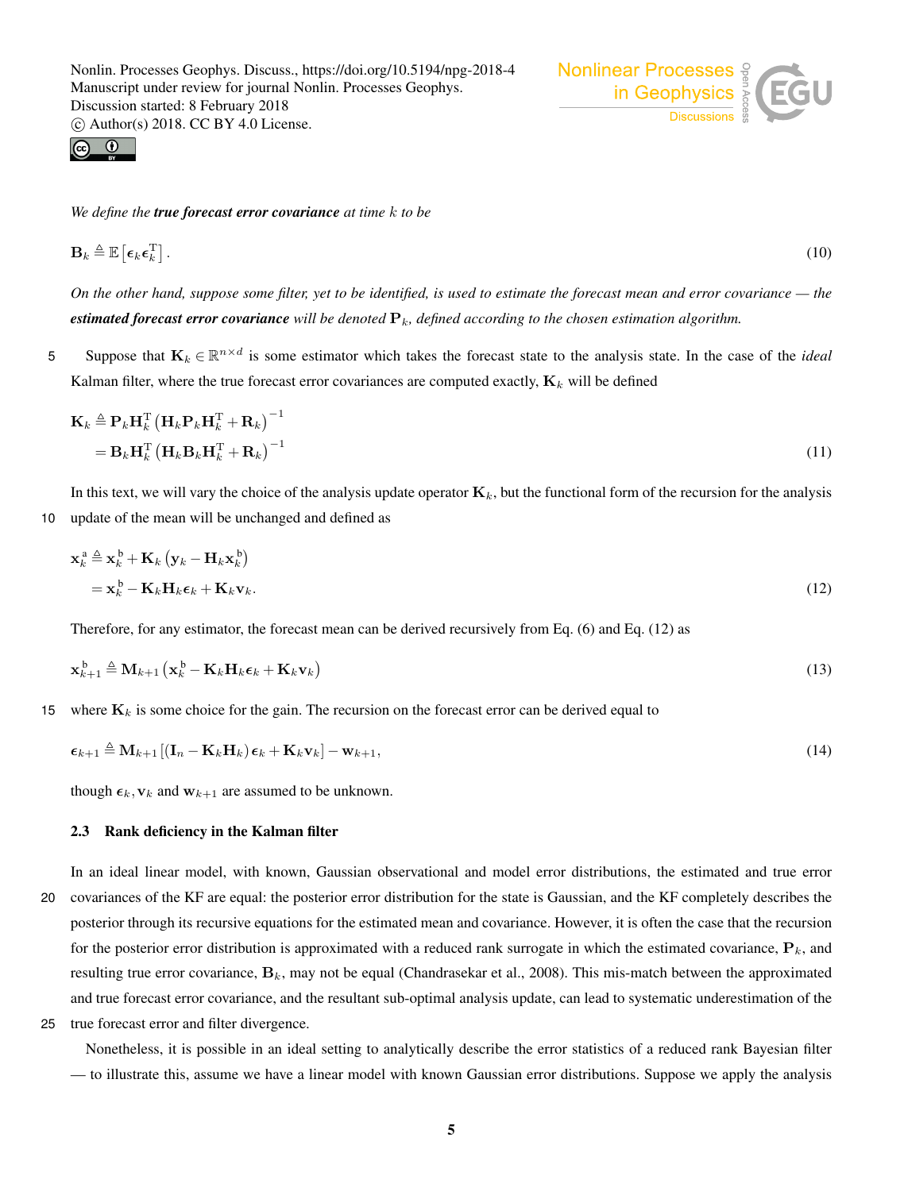*We define the **true forecast error covariance** at time $k$ to be*

$$\mathbf{B}_k \triangleq \mathbb{E}\left[\boldsymbol{\epsilon}_k \boldsymbol{\epsilon}_k^{\mathrm{T}}\right]. \tag{10}$$

*On the other hand, suppose some filter, yet to be identified, is used to estimate the forecast mean and error covariance — the **estimated forecast error covariance** will be denoted $\mathbf{P}_k$, defined according to the chosen estimation algorithm.*

Suppose that $\mathbf{K}_k \in \mathbb{R}^{n \times d}$ is some estimator which takes the forecast state to the analysis state. In the case of the *ideal* Kalman filter, where the true forecast error covariances are computed exactly, $\mathbf{K}_k$ will be defined

$$\begin{aligned}\mathbf{K}_k &\triangleq \mathbf{P}_k \mathbf{H}_k^{\mathrm{T}} \left(\mathbf{H}_k \mathbf{P}_k \mathbf{H}_k^{\mathrm{T}} + \mathbf{R}_k\right)^{-1} \\ &= \mathbf{B}_k \mathbf{H}_k^{\mathrm{T}} \left(\mathbf{H}_k \mathbf{B}_k \mathbf{H}_k^{\mathrm{T}} + \mathbf{R}_k\right)^{-1}\end{aligned} \tag{11}$$

In this text, we will vary the choice of the analysis update operator $\mathbf{K}_k$, but the functional form of the recursion for the analysis update of the mean will be unchanged and defined as

$$\begin{aligned}\mathbf{x}_k^{\mathrm{a}} &\triangleq \mathbf{x}_k^{\mathrm{b}} + \mathbf{K}_k \left(\mathbf{y}_k - \mathbf{H}_k \mathbf{x}_k^{\mathrm{b}}\right) \\ &= \mathbf{x}_k^{\mathrm{b}} - \mathbf{K}_k \mathbf{H}_k \boldsymbol{\epsilon}_k + \mathbf{K}_k \mathbf{v}_k.\end{aligned} \tag{12}$$

Therefore, for any estimator, the forecast mean can be derived recursively from Eq. (6) and Eq. (12) as

$$\mathbf{x}_{k+1}^{\mathrm{b}} \triangleq \mathbf{M}_{k+1} \left(\mathbf{x}_k^{\mathrm{b}} - \mathbf{K}_k \mathbf{H}_k \boldsymbol{\epsilon}_k + \mathbf{K}_k \mathbf{v}_k\right) \tag{13}$$

where $\mathbf{K}_k$ is some choice for the gain. The recursion on the forecast error can be derived equal to

$$\boldsymbol{\epsilon}_{k+1} \triangleq \mathbf{M}_{k+1} \left[\left(\mathbf{I}_n - \mathbf{K}_k \mathbf{H}_k\right) \boldsymbol{\epsilon}_k + \mathbf{K}_k \mathbf{v}_k\right] - \mathbf{w}_{k+1}, \tag{14}$$

though $\boldsymbol{\epsilon}_k, \mathbf{v}_k$ and $\mathbf{w}_{k+1}$ are assumed to be unknown.

### 2.3 Rank deficiency in the Kalman filter

In an ideal linear model, with known, Gaussian observational and model error distributions, the estimated and true error covariances of the KF are equal: the posterior error distribution for the state is Gaussian, and the KF completely describes the posterior through its recursive equations for the estimated mean and covariance. However, it is often the case that the recursion for the posterior error distribution is approximated with a reduced rank surrogate in which the estimated covariance, $\mathbf{P}_k$, and resulting true error covariance, $\mathbf{B}_k$, may not be equal (Chandrasekar et al., 2008). This mis-match between the approximated and true forecast error covariance, and the resultant sub-optimal analysis update, can lead to systematic underestimation of the true forecast error and filter divergence.

Nonetheless, it is possible in an ideal setting to analytically describe the error statistics of a reduced rank Bayesian filter — to illustrate this, assume we have a linear model with known Gaussian error distributions. Suppose we apply the analysis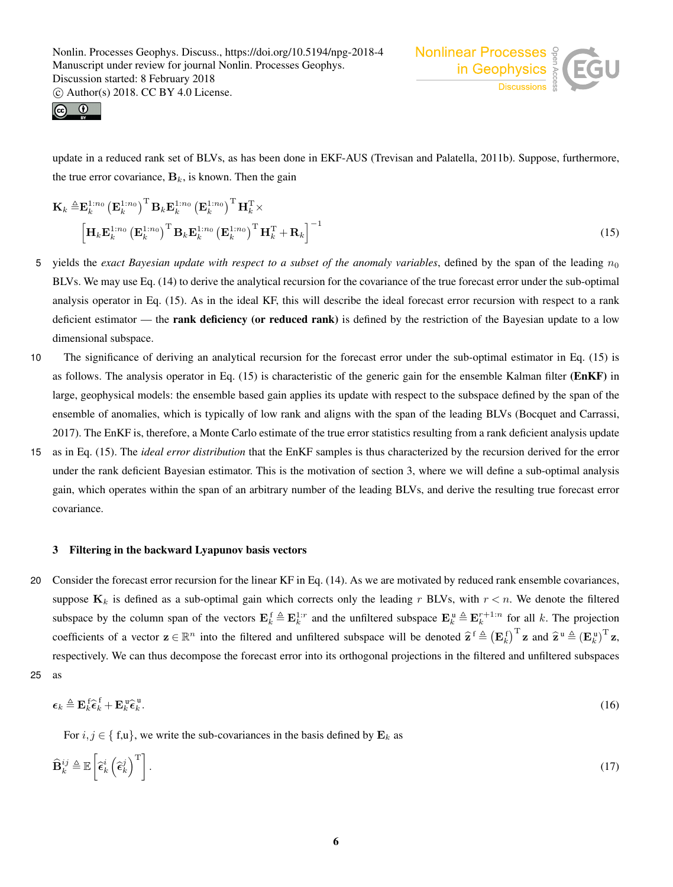update in a reduced rank set of BLVs, as has been done in EKF-AUS (Trevisan and Palatella, 2011b). Suppose, furthermore, the true error covariance, $\mathbf{B}_k$, is known. Then the gain

$$
\begin{aligned}
\mathbf{K}_k \triangleq & \mathbf{E}_k^{1:n_0}\left(\mathbf{E}_k^{1:n_0}\right)^{\mathrm{T}}\mathbf{B}_k\mathbf{E}_k^{1:n_0}\left(\mathbf{E}_k^{1:n_0}\right)^{\mathrm{T}}\mathbf{H}_k^{\mathrm{T}}\times \\
& \left[\mathbf{H}_k\mathbf{E}_k^{1:n_0}\left(\mathbf{E}_k^{1:n_0}\right)^{\mathrm{T}}\mathbf{B}_k\mathbf{E}_k^{1:n_0}\left(\mathbf{E}_k^{1:n_0}\right)^{\mathrm{T}}\mathbf{H}_k^{\mathrm{T}} + \mathbf{R}_k\right]^{-1}
\end{aligned}
\tag{15}
$$

yields the *exact Bayesian update with respect to a subset of the anomaly variables*, defined by the span of the leading $n_0$ BLVs. We may use Eq. (14) to derive the analytical recursion for the covariance of the true forecast error under the sub-optimal analysis operator in Eq. (15). As in the ideal KF, this will describe the ideal forecast error recursion with respect to a rank deficient estimator — the **rank deficiency (or reduced rank)** is defined by the restriction of the Bayesian update to a low dimensional subspace.

The significance of deriving an analytical recursion for the forecast error under the sub-optimal estimator in Eq. (15) is as follows. The analysis operator in Eq. (15) is characteristic of the generic gain for the ensemble Kalman filter **(EnKF)** in large, geophysical models: the ensemble based gain applies its update with respect to the subspace defined by the span of the ensemble of anomalies, which is typically of low rank and aligns with the span of the leading BLVs (Bocquet and Carrassi, 2017). The EnKF is, therefore, a Monte Carlo estimate of the true error statistics resulting from a rank deficient analysis update as in Eq. (15). The *ideal error distribution* that the EnKF samples is thus characterized by the recursion derived for the error under the rank deficient Bayesian estimator. This is the motivation of section 3, where we will define a sub-optimal analysis gain, which operates within the span of an arbitrary number of the leading BLVs, and derive the resulting true forecast error covariance.

## 3 Filtering in the backward Lyapunov basis vectors

Consider the forecast error recursion for the linear KF in Eq. (14). As we are motivated by reduced rank ensemble covariances, suppose $\mathbf{K}_k$ is defined as a sub-optimal gain which corrects only the leading $r$ BLVs, with $r < n$. We denote the filtered subspace by the column span of the vectors $\mathbf{E}_k^{\mathrm{f}} \triangleq \mathbf{E}_k^{1:r}$ and the unfiltered subspace $\mathbf{E}_k^{\mathrm{u}} \triangleq \mathbf{E}_k^{r+1:n}$ for all $k$. The projection coefficients of a vector $\mathbf{z} \in \mathbb{R}^n$ into the filtered and unfiltered subspace will be denoted $\widehat{\mathbf{z}}^{\,\mathrm{f}} \triangleq \left(\mathbf{E}_k^{\mathrm{f}}\right)^{\mathrm{T}}\mathbf{z}$ and $\widehat{\mathbf{z}}^{\,\mathrm{u}} \triangleq \left(\mathbf{E}_k^{\mathrm{u}}\right)^{\mathrm{T}}\mathbf{z}$, respectively. We can thus decompose the forecast error into its orthogonal projections in the filtered and unfiltered subspaces as

$$
\boldsymbol{\epsilon}_k \triangleq \mathbf{E}_k^{\mathrm{f}}\widehat{\boldsymbol{\epsilon}}_k^{\mathrm{f}} + \mathbf{E}_k^{\mathrm{u}}\widehat{\boldsymbol{\epsilon}}_k^{\mathrm{u}}.
\tag{16}
$$

For $i,j \in \{\,\mathrm{f},\mathrm{u}\}$, we write the sub-covariances in the basis defined by $\mathbf{E}_k$ as

$$
\widehat{\mathbf{B}}_k^{ij} \triangleq \mathbb{E}\left[\widehat{\boldsymbol{\epsilon}}_k^{i}\left(\widehat{\boldsymbol{\epsilon}}_k^{j}\right)^{\mathrm{T}}\right].
\tag{17}
$$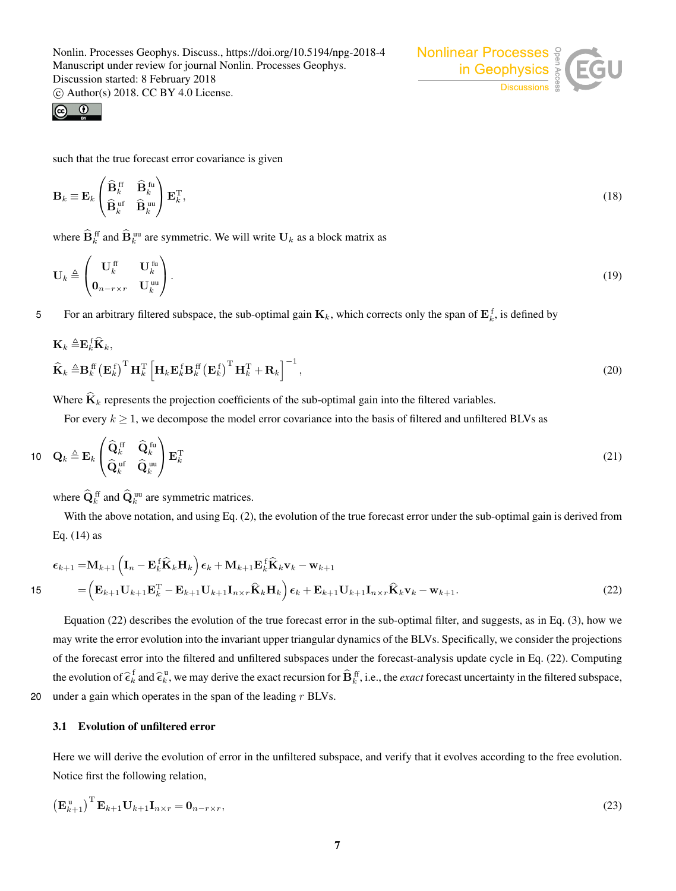such that the true forecast error covariance is given

$$\mathbf{B}_k \equiv \mathbf{E}_k \begin{pmatrix} \widehat{\mathbf{B}}_k^{\mathrm{ff}} & \widehat{\mathbf{B}}_k^{\mathrm{fu}} \\ \widehat{\mathbf{B}}_k^{\mathrm{uf}} & \widehat{\mathbf{B}}_k^{\mathrm{uu}} \end{pmatrix} \mathbf{E}_k^{\mathrm{T}}, \tag{18}$$

where $\widehat{\mathbf{B}}_k^{\mathrm{ff}}$ and $\widehat{\mathbf{B}}_k^{\mathrm{uu}}$ are symmetric. We will write $\mathbf{U}_k$ as a block matrix as

$$\mathbf{U}_k \triangleq \begin{pmatrix} \mathbf{U}_k^{\mathrm{ff}} & \mathbf{U}_k^{\mathrm{fu}} \\ \mathbf{0}_{n-r\times r} & \mathbf{U}_k^{\mathrm{uu}} \end{pmatrix}. \tag{19}$$

For an arbitrary filtered subspace, the sub-optimal gain $\mathbf{K}_k$, which corrects only the span of $\mathbf{E}_k^{\mathrm{f}}$, is defined by

$$\begin{aligned} \mathbf{K}_k &\triangleq \mathbf{E}_k^{\mathrm{f}} \widehat{\mathbf{K}}_k, \\ \widehat{\mathbf{K}}_k &\triangleq \mathbf{B}_k^{\mathrm{ff}} \left(\mathbf{E}_k^{\mathrm{f}}\right)^{\mathrm{T}} \mathbf{H}_k^{\mathrm{T}} \left[\mathbf{H}_k \mathbf{E}_k^{\mathrm{f}} \mathbf{B}_k^{\mathrm{ff}} \left(\mathbf{E}_k^{\mathrm{f}}\right)^{\mathrm{T}} \mathbf{H}_k^{\mathrm{T}} + \mathbf{R}_k\right]^{-1}, \end{aligned} \tag{20}$$

Where $\widehat{\mathbf{K}}_k$ represents the projection coefficients of the sub-optimal gain into the filtered variables.

For every $k \geq 1$, we decompose the model error covariance into the basis of filtered and unfiltered BLVs as

$$\mathbf{Q}_k \triangleq \mathbf{E}_k \begin{pmatrix} \widehat{\mathbf{Q}}_k^{\mathrm{ff}} & \widehat{\mathbf{Q}}_k^{\mathrm{fu}} \\ \widehat{\mathbf{Q}}_k^{\mathrm{uf}} & \widehat{\mathbf{Q}}_k^{\mathrm{uu}} \end{pmatrix} \mathbf{E}_k^{\mathrm{T}} \tag{21}$$

where $\widehat{\mathbf{Q}}_k^{\mathrm{ff}}$ and $\widehat{\mathbf{Q}}_k^{\mathrm{uu}}$ are symmetric matrices.

With the above notation, and using Eq. (2), the evolution of the true forecast error under the sub-optimal gain is derived from Eq. (14) as

$$\begin{aligned} \boldsymbol{\epsilon}_{k+1} &= \mathbf{M}_{k+1}\left(\mathbf{I}_n - \mathbf{E}_k^{\mathrm{f}} \widehat{\mathbf{K}}_k \mathbf{H}_k\right) \boldsymbol{\epsilon}_k + \mathbf{M}_{k+1} \mathbf{E}_k^{\mathrm{f}} \widehat{\mathbf{K}}_k \mathbf{v}_k - \mathbf{w}_{k+1} \\ &= \left(\mathbf{E}_{k+1} \mathbf{U}_{k+1} \mathbf{E}_k^{\mathrm{T}} - \mathbf{E}_{k+1} \mathbf{U}_{k+1} \mathbf{I}_{n\times r} \widehat{\mathbf{K}}_k \mathbf{H}_k\right) \boldsymbol{\epsilon}_k + \mathbf{E}_{k+1} \mathbf{U}_{k+1} \mathbf{I}_{n\times r} \widehat{\mathbf{K}}_k \mathbf{v}_k - \mathbf{w}_{k+1}. \end{aligned} \tag{22}$$

Equation (22) describes the evolution of the true forecast error in the sub-optimal filter, and suggests, as in Eq. (3), how we may write the error evolution into the invariant upper triangular dynamics of the BLVs. Specifically, we consider the projections of the forecast error into the filtered and unfiltered subspaces under the forecast-analysis update cycle in Eq. (22). Computing the evolution of $\widehat{\boldsymbol{\epsilon}}_k^{\mathrm{f}}$ and $\widehat{\boldsymbol{\epsilon}}_k^{\mathrm{u}}$, we may derive the exact recursion for $\widehat{\mathbf{B}}_k^{\mathrm{ff}}$, i.e., the *exact* forecast uncertainty in the filtered subspace, under a gain which operates in the span of the leading $r$ BLVs.

### 3.1 Evolution of unfiltered error

Here we will derive the evolution of error in the unfiltered subspace, and verify that it evolves according to the free evolution. Notice first the following relation,

$$\left(\mathbf{E}_{k+1}^{\mathrm{u}}\right)^{\mathrm{T}} \mathbf{E}_{k+1} \mathbf{U}_{k+1} \mathbf{I}_{n\times r} = \mathbf{0}_{n-r\times r}, \tag{23}$$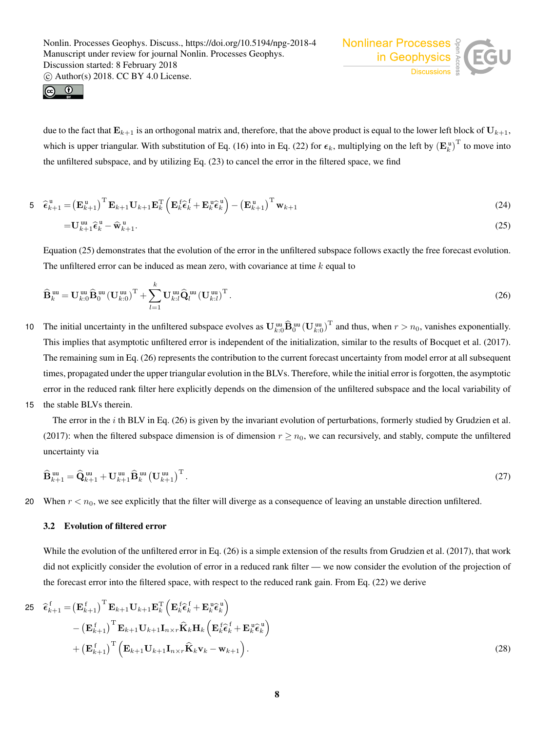due to the fact that $\mathbf{E}_{k+1}$ is an orthogonal matrix and, therefore, that the above product is equal to the lower left block of $\mathbf{U}_{k+1}$, which is upper triangular. With substitution of Eq. (16) into in Eq. (22) for $\boldsymbol{\epsilon}_k$, multiplying on the left by $\left(\mathbf{E}_k^{\mathrm{u}}\right)^{\mathrm{T}}$ to move into the unfiltered subspace, and by utilizing Eq. (23) to cancel the error in the filtered space, we find

$$
\begin{aligned}
\widehat{\boldsymbol{\epsilon}}_{k+1}^{\mathrm{u}} &= \left(\mathbf{E}_{k+1}^{\mathrm{u}}\right)^{\mathrm{T}} \mathbf{E}_{k+1} \mathbf{U}_{k+1} \mathbf{E}_k^{\mathrm{T}} \left(\mathbf{E}_k^{\mathrm{f}} \widehat{\boldsymbol{\epsilon}}_k^{\mathrm{f}} + \mathbf{E}_k^{\mathrm{u}} \widehat{\boldsymbol{\epsilon}}_k^{\mathrm{u}}\right) - \left(\mathbf{E}_{k+1}^{\mathrm{u}}\right)^{\mathrm{T}} \mathbf{w}_{k+1} &(24)\\
&= \mathbf{U}_{k+1}^{\mathrm{uu}} \widehat{\boldsymbol{\epsilon}}_k^{\mathrm{u}} - \widehat{\mathbf{w}}_{k+1}^{\mathrm{u}}. &(25)
\end{aligned}
$$

Equation (25) demonstrates that the evolution of the error in the unfiltered subspace follows exactly the free forecast evolution. The unfiltered error can be induced as mean zero, with covariance at time $k$ equal to

$$
\widehat{\mathbf{B}}_k^{\mathrm{uu}} = \mathbf{U}_{k:0}^{\mathrm{uu}} \widehat{\mathbf{B}}_0^{\mathrm{uu}} \left(\mathbf{U}_{k:0}^{\mathrm{uu}}\right)^{\mathrm{T}} + \sum_{l=1}^{k} \mathbf{U}_{k:l}^{\mathrm{uu}} \widehat{\mathbf{Q}}_l^{\mathrm{uu}} \left(\mathbf{U}_{k:l}^{\mathrm{uu}}\right)^{\mathrm{T}}. \tag{26}
$$

The initial uncertainty in the unfiltered subspace evolves as $\mathbf{U}_{k:0}^{\mathrm{uu}} \widehat{\mathbf{B}}_0^{\mathrm{uu}} \left(\mathbf{U}_{k:0}^{\mathrm{uu}}\right)^{\mathrm{T}}$ and thus, when $r > n_0$, vanishes exponentially. This implies that asymptotic unfiltered error is independent of the initialization, similar to the results of Bocquet et al. (2017). The remaining sum in Eq. (26) represents the contribution to the current forecast uncertainty from model error at all subsequent times, propagated under the upper triangular evolution in the BLVs. Therefore, while the initial error is forgotten, the asymptotic error in the reduced rank filter here explicitly depends on the dimension of the unfiltered subspace and the local variability of the stable BLVs therein.

The error in the $i$ th BLV in Eq. (26) is given by the invariant evolution of perturbations, formerly studied by Grudzien et al. (2017): when the filtered subspace dimension is of dimension $r \geq n_0$, we can recursively, and stably, compute the unfiltered uncertainty via

$$
\widehat{\mathbf{B}}_{k+1}^{\mathrm{uu}} = \widehat{\mathbf{Q}}_{k+1}^{\mathrm{uu}} + \mathbf{U}_{k+1}^{\mathrm{uu}} \widehat{\mathbf{B}}_k^{\mathrm{uu}} \left(\mathbf{U}_{k+1}^{\mathrm{uu}}\right)^{\mathrm{T}}. \tag{27}
$$

When $r < n_0$, we see explicitly that the filter will diverge as a consequence of leaving an unstable direction unfiltered.

### 3.2 Evolution of filtered error

While the evolution of the unfiltered error in Eq. (26) is a simple extension of the results from Grudzien et al. (2017), that work did not explicitly consider the evolution of error in a reduced rank filter — we now consider the evolution of the projection of the forecast error into the filtered space, with respect to the reduced rank gain. From Eq. (22) we derive

$$
\begin{aligned}
\widehat{\boldsymbol{\epsilon}}_{k+1}^{\mathrm{f}} = &\left(\mathbf{E}_{k+1}^{\mathrm{f}}\right)^{\mathrm{T}} \mathbf{E}_{k+1} \mathbf{U}_{k+1} \mathbf{E}_k^{\mathrm{T}} \left(\mathbf{E}_k^{\mathrm{f}} \widehat{\boldsymbol{\epsilon}}_k^{\mathrm{f}} + \mathbf{E}_k^{\mathrm{u}} \widehat{\boldsymbol{\epsilon}}_k^{\mathrm{u}}\right)\\
&- \left(\mathbf{E}_{k+1}^{\mathrm{f}}\right)^{\mathrm{T}} \mathbf{E}_{k+1} \mathbf{U}_{k+1} \mathbf{I}_{n \times r} \widehat{\mathbf{K}}_k \mathbf{H}_k \left(\mathbf{E}_k^{\mathrm{f}} \widehat{\boldsymbol{\epsilon}}_k^{\mathrm{f}} + \mathbf{E}_k^{\mathrm{u}} \widehat{\boldsymbol{\epsilon}}_k^{\mathrm{u}}\right)\\
&+ \left(\mathbf{E}_{k+1}^{\mathrm{f}}\right)^{\mathrm{T}} \left(\mathbf{E}_{k+1} \mathbf{U}_{k+1} \mathbf{I}_{n \times r} \widehat{\mathbf{K}}_k \mathbf{v}_k - \mathbf{w}_{k+1}\right).
\end{aligned} \tag{28}
$$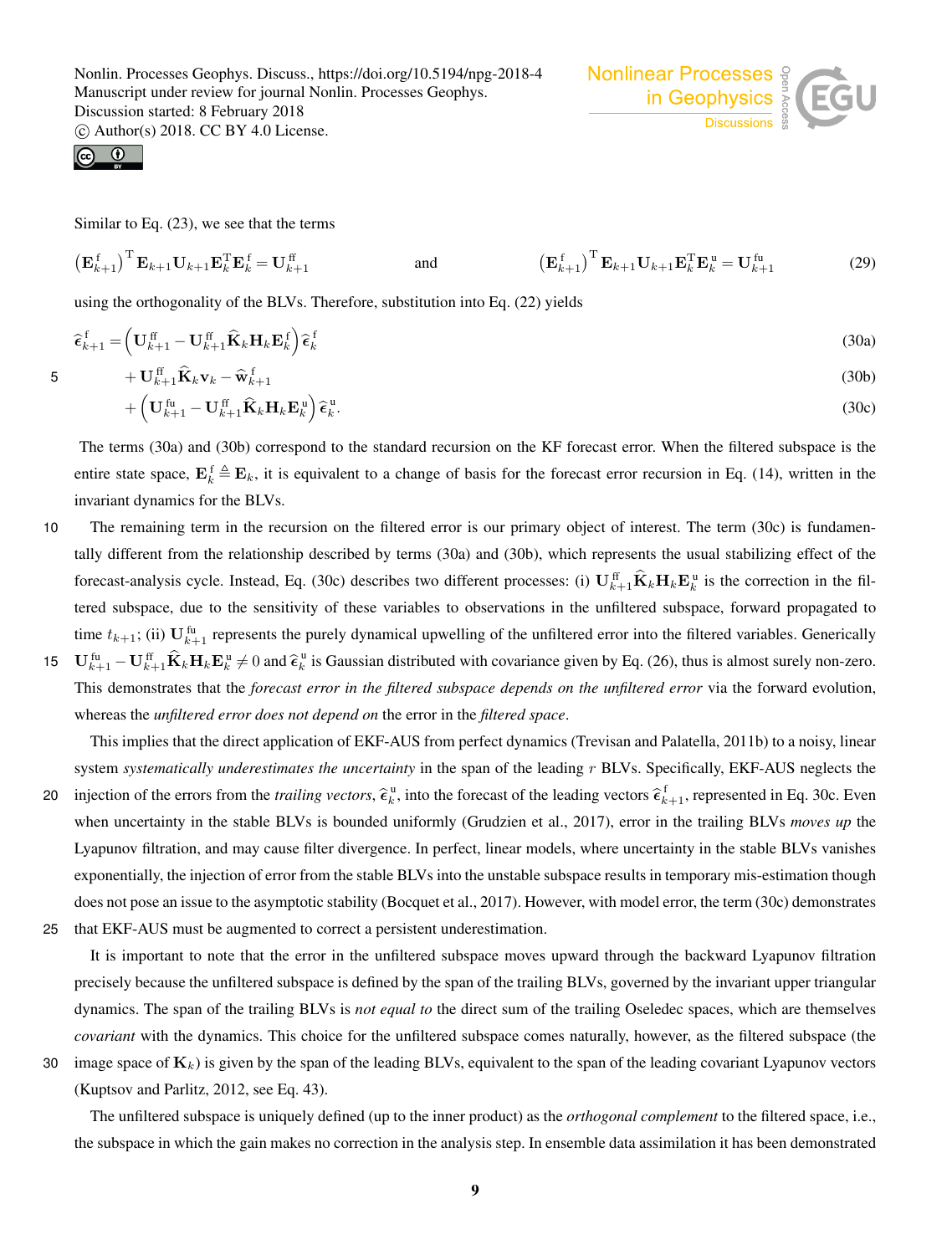Similar to Eq. (23), we see that the terms

$$\left(\mathbf{E}^{\mathrm{f}}_{k+1}\right)^{\mathrm{T}}\mathbf{E}_{k+1}\mathbf{U}_{k+1}\mathbf{E}_k^{\mathrm{T}}\mathbf{E}^{\mathrm{f}}_k = \mathbf{U}^{\mathrm{ff}}_{k+1} \qquad \text{and} \qquad \left(\mathbf{E}^{\mathrm{f}}_{k+1}\right)^{\mathrm{T}}\mathbf{E}_{k+1}\mathbf{U}_{k+1}\mathbf{E}_k^{\mathrm{T}}\mathbf{E}^{\mathrm{u}}_k = \mathbf{U}^{\mathrm{fu}}_{k+1} \tag{29}$$

using the orthogonality of the BLVs. Therefore, substitution into Eq. (22) yields

$$\widehat{\boldsymbol{\epsilon}}^{\mathrm{f}}_{k+1} = \left(\mathbf{U}^{\mathrm{ff}}_{k+1} - \mathbf{U}^{\mathrm{ff}}_{k+1}\widehat{\mathbf{K}}_k\mathbf{H}_k\mathbf{E}^{\mathrm{f}}_k\right)\widehat{\boldsymbol{\epsilon}}^{\mathrm{f}}_k \tag{30a}$$

$$+\,\mathbf{U}^{\mathrm{ff}}_{k+1}\widehat{\mathbf{K}}_k\mathbf{v}_k - \widehat{\mathbf{w}}^{\mathrm{f}}_{k+1} \tag{30b}$$

$$+\left(\mathbf{U}^{\mathrm{fu}}_{k+1} - \mathbf{U}^{\mathrm{ff}}_{k+1}\widehat{\mathbf{K}}_k\mathbf{H}_k\mathbf{E}^{\mathrm{u}}_k\right)\widehat{\boldsymbol{\epsilon}}^{\mathrm{u}}_k. \tag{30c}$$

The terms (30a) and (30b) correspond to the standard recursion on the KF forecast error. When the filtered subspace is the entire state space, $\mathbf{E}^{\mathrm{f}}_k \triangleq \mathbf{E}_k$, it is equivalent to a change of basis for the forecast error recursion in Eq. (14), written in the invariant dynamics for the BLVs.

The remaining term in the recursion on the filtered error is our primary object of interest. The term (30c) is fundamentally different from the relationship described by terms (30a) and (30b), which represents the usual stabilizing effect of the forecast-analysis cycle. Instead, Eq. (30c) describes two different processes: (i) $\mathbf{U}^{\mathrm{ff}}_{k+1}\widehat{\mathbf{K}}_k\mathbf{H}_k\mathbf{E}^{\mathrm{u}}_k$ is the correction in the filtered subspace, due to the sensitivity of these variables to observations in the unfiltered subspace, forward propagated to time $t_{k+1}$; (ii) $\mathbf{U}^{\mathrm{fu}}_{k+1}$ represents the purely dynamical upwelling of the unfiltered error into the filtered variables. Generically $\mathbf{U}^{\mathrm{fu}}_{k+1} - \mathbf{U}^{\mathrm{ff}}_{k+1}\widehat{\mathbf{K}}_k\mathbf{H}_k\mathbf{E}^{\mathrm{u}}_k \neq 0$ and $\widehat{\boldsymbol{\epsilon}}^{\mathrm{u}}_k$ is Gaussian distributed with covariance given by Eq. (26), thus is almost surely non-zero. This demonstrates that the *forecast error in the filtered subspace depends on the unfiltered error* via the forward evolution, whereas the *unfiltered error does not depend on* the error in the *filtered space*.

This implies that the direct application of EKF-AUS from perfect dynamics (Trevisan and Palatella, 2011b) to a noisy, linear system *systematically underestimates the uncertainty* in the span of the leading $r$ BLVs. Specifically, EKF-AUS neglects the injection of the errors from the *trailing vectors*, $\widehat{\boldsymbol{\epsilon}}^{\mathrm{u}}_k$, into the forecast of the leading vectors $\widehat{\boldsymbol{\epsilon}}^{\mathrm{f}}_{k+1}$, represented in Eq. 30c. Even when uncertainty in the stable BLVs is bounded uniformly (Grudzien et al., 2017), error in the trailing BLVs *moves up* the Lyapunov filtration, and may cause filter divergence. In perfect, linear models, where uncertainty in the stable BLVs vanishes exponentially, the injection of error from the stable BLVs into the unstable subspace results in temporary mis-estimation though does not pose an issue to the asymptotic stability (Bocquet et al., 2017). However, with model error, the term (30c) demonstrates that EKF-AUS must be augmented to correct a persistent underestimation.

It is important to note that the error in the unfiltered subspace moves upward through the backward Lyapunov filtration precisely because the unfiltered subspace is defined by the span of the trailing BLVs, governed by the invariant upper triangular dynamics. The span of the trailing BLVs is *not equal to* the direct sum of the trailing Oseledec spaces, which are themselves *covariant* with the dynamics. This choice for the unfiltered subspace comes naturally, however, as the filtered subspace (the image space of $\mathbf{K}_k$) is given by the span of the leading BLVs, equivalent to the span of the leading covariant Lyapunov vectors (Kuptsov and Parlitz, 2012, see Eq. 43).

The unfiltered subspace is uniquely defined (up to the inner product) as the *orthogonal complement* to the filtered space, i.e., the subspace in which the gain makes no correction in the analysis step. In ensemble data assimilation it has been demonstrated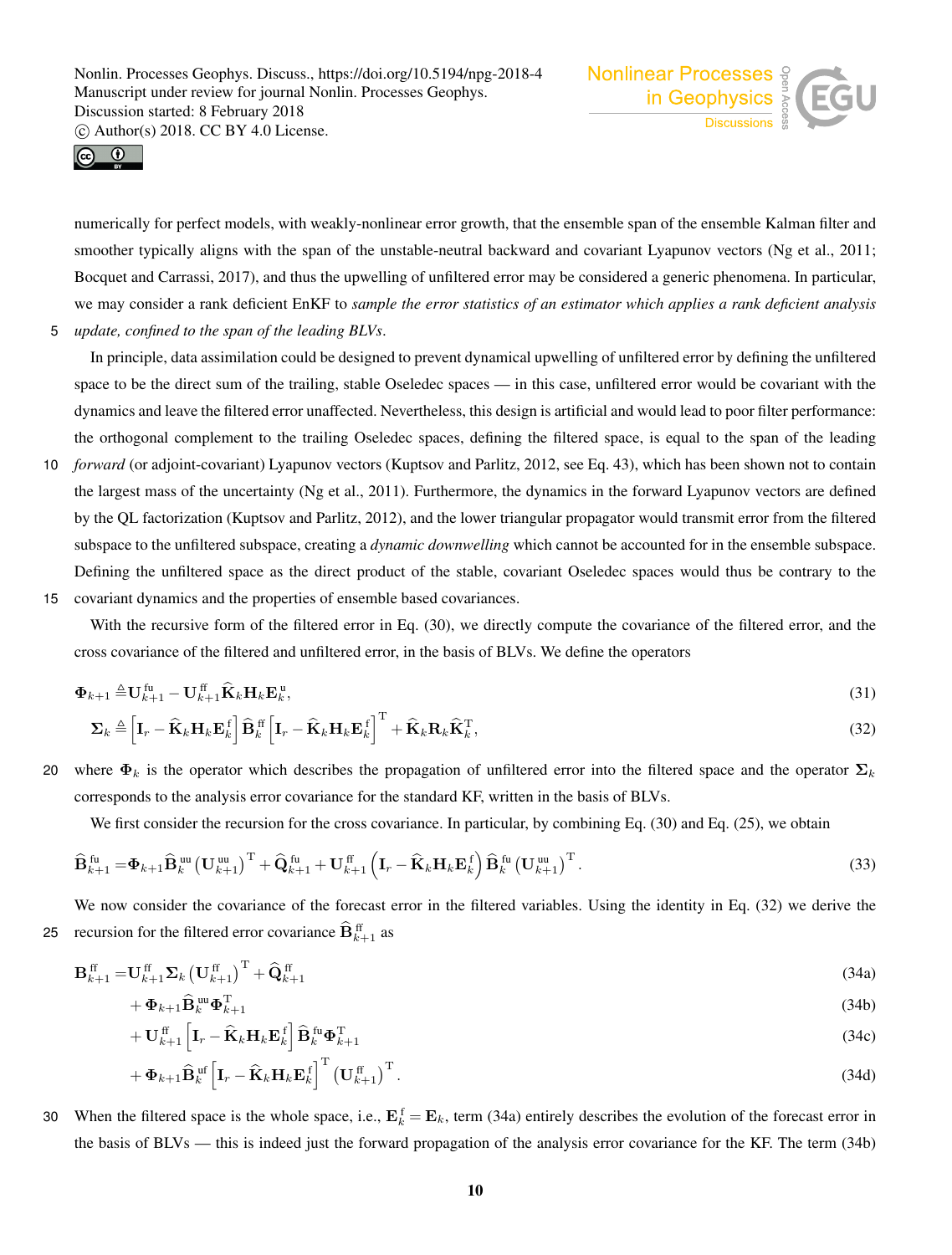numerically for perfect models, with weakly-nonlinear error growth, that the ensemble span of the ensemble Kalman filter and smoother typically aligns with the span of the unstable-neutral backward and covariant Lyapunov vectors (Ng et al., 2011; Bocquet and Carrassi, 2017), and thus the upwelling of unfiltered error may be considered a generic phenomena. In particular, we may consider a rank deficient EnKF to *sample the error statistics of an estimator which applies a rank deficient analysis update, confined to the span of the leading BLVs*.

In principle, data assimilation could be designed to prevent dynamical upwelling of unfiltered error by defining the unfiltered space to be the direct sum of the trailing, stable Oseledec spaces — in this case, unfiltered error would be covariant with the dynamics and leave the filtered error unaffected. Nevertheless, this design is artificial and would lead to poor filter performance: the orthogonal complement to the trailing Oseledec spaces, defining the filtered space, is equal to the span of the leading *forward* (or adjoint-covariant) Lyapunov vectors (Kuptsov and Parlitz, 2012, see Eq. 43), which has been shown not to contain the largest mass of the uncertainty (Ng et al., 2011). Furthermore, the dynamics in the forward Lyapunov vectors are defined by the QL factorization (Kuptsov and Parlitz, 2012), and the lower triangular propagator would transmit error from the filtered subspace to the unfiltered subspace, creating a *dynamic downwelling* which cannot be accounted for in the ensemble subspace. Defining the unfiltered space as the direct product of the stable, covariant Oseledec spaces would thus be contrary to the covariant dynamics and the properties of ensemble based covariances.

With the recursive form of the filtered error in Eq. (30), we directly compute the covariance of the filtered error, and the cross covariance of the filtered and unfiltered error, in the basis of BLVs. We define the operators

$$\mathbf{\Phi}_{k+1} \triangleq \mathbf{U}^{\mathrm{fu}}_{k+1} - \mathbf{U}^{\mathrm{ff}}_{k+1}\widehat{\mathbf{K}}_k\mathbf{H}_k\mathbf{E}^{\mathrm{u}}_k, \tag{31}$$

$$\mathbf{\Sigma}_k \triangleq \left[\mathbf{I}_r - \widehat{\mathbf{K}}_k\mathbf{H}_k\mathbf{E}^{\mathrm{f}}_k\right]\widehat{\mathbf{B}}^{\mathrm{ff}}_k\left[\mathbf{I}_r - \widehat{\mathbf{K}}_k\mathbf{H}_k\mathbf{E}^{\mathrm{f}}_k\right]^{\mathrm{T}} + \widehat{\mathbf{K}}_k\mathbf{R}_k\widehat{\mathbf{K}}^{\mathrm{T}}_k, \tag{32}$$

where $\mathbf{\Phi}_k$ is the operator which describes the propagation of unfiltered error into the filtered space and the operator $\mathbf{\Sigma}_k$ corresponds to the analysis error covariance for the standard KF, written in the basis of BLVs.

We first consider the recursion for the cross covariance. In particular, by combining Eq. (30) and Eq. (25), we obtain

$$\widehat{\mathbf{B}}^{\mathrm{fu}}_{k+1} = \mathbf{\Phi}_{k+1}\widehat{\mathbf{B}}^{\mathrm{uu}}_k\left(\mathbf{U}^{\mathrm{uu}}_{k+1}\right)^{\mathrm{T}} + \widehat{\mathbf{Q}}^{\mathrm{fu}}_{k+1} + \mathbf{U}^{\mathrm{ff}}_{k+1}\left(\mathbf{I}_r - \widehat{\mathbf{K}}_k\mathbf{H}_k\mathbf{E}^{\mathrm{f}}_k\right)\widehat{\mathbf{B}}^{\mathrm{fu}}_k\left(\mathbf{U}^{\mathrm{uu}}_{k+1}\right)^{\mathrm{T}}. \tag{33}$$

We now consider the covariance of the forecast error in the filtered variables. Using the identity in Eq. (32) we derive the recursion for the filtered error covariance $\widehat{\mathbf{B}}^{\mathrm{ff}}_{k+1}$ as

$$\mathbf{B}^{\mathrm{ff}}_{k+1} = \mathbf{U}^{\mathrm{ff}}_{k+1}\mathbf{\Sigma}_k\left(\mathbf{U}^{\mathrm{ff}}_{k+1}\right)^{\mathrm{T}} + \widehat{\mathbf{Q}}^{\mathrm{ff}}_{k+1} \tag{34a}$$

$$+ \mathbf{\Phi}_{k+1}\widehat{\mathbf{B}}^{\mathrm{uu}}_k\mathbf{\Phi}^{\mathrm{T}}_{k+1} \tag{34b}$$

$$+ \mathbf{U}^{\mathrm{ff}}_{k+1}\left[\mathbf{I}_r - \widehat{\mathbf{K}}_k\mathbf{H}_k\mathbf{E}^{\mathrm{f}}_k\right]\widehat{\mathbf{B}}^{\mathrm{fu}}_k\mathbf{\Phi}^{\mathrm{T}}_{k+1} \tag{34c}$$

$$+ \mathbf{\Phi}_{k+1}\widehat{\mathbf{B}}^{\mathrm{uf}}_k\left[\mathbf{I}_r - \widehat{\mathbf{K}}_k\mathbf{H}_k\mathbf{E}^{\mathrm{f}}_k\right]^{\mathrm{T}}\left(\mathbf{U}^{\mathrm{ff}}_{k+1}\right)^{\mathrm{T}}. \tag{34d}$$

When the filtered space is the whole space, i.e., $\mathbf{E}^{\mathrm{f}}_k = \mathbf{E}_k$, term (34a) entirely describes the evolution of the forecast error in the basis of BLVs — this is indeed just the forward propagation of the analysis error covariance for the KF. The term (34b)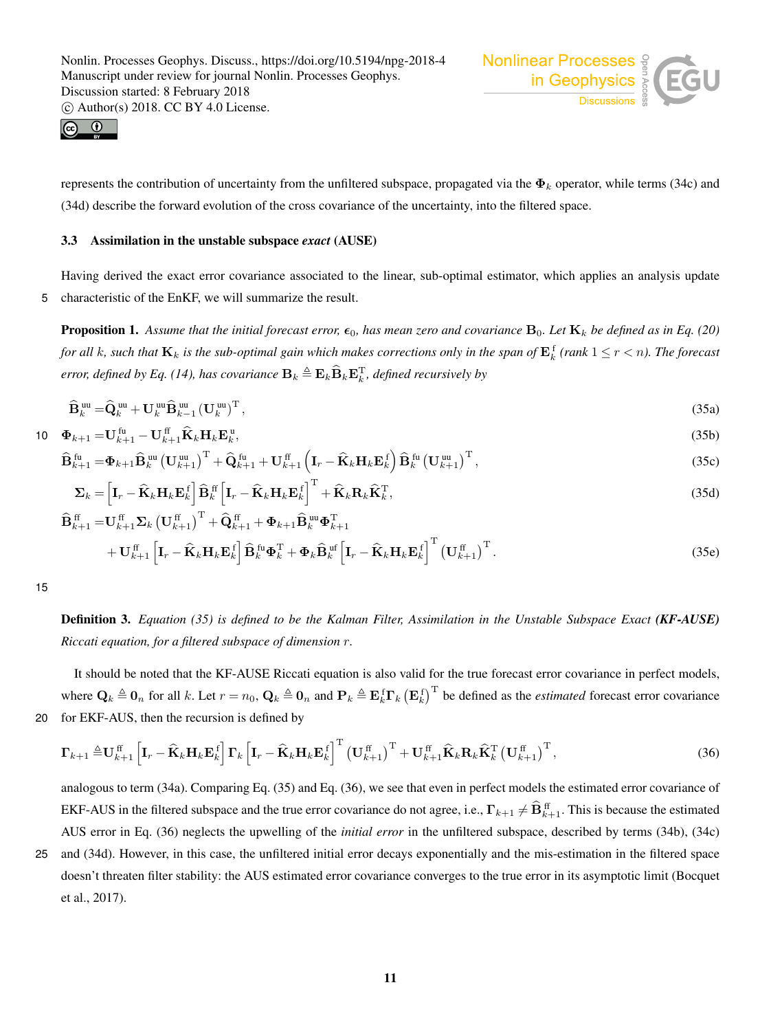represents the contribution of uncertainty from the unfiltered subspace, propagated via the $\mathbf{\Phi}_k$ operator, while terms (34c) and (34d) describe the forward evolution of the cross covariance of the uncertainty, into the filtered space.

### 3.3 Assimilation in the unstable subspace *exact* (AUSE)

Having derived the exact error covariance associated to the linear, sub-optimal estimator, which applies an analysis update characteristic of the EnKF, we will summarize the result.

**Proposition 1.** *Assume that the initial forecast error, $\boldsymbol{\epsilon}_0$, has mean zero and covariance $\mathbf{B}_0$. Let $\mathbf{K}_k$ be defined as in Eq. (20) for all $k$, such that $\mathbf{K}_k$ is the sub-optimal gain which makes corrections only in the span of $\mathbf{E}^{\mathrm{f}}_k$ (rank $1 \leq r < n$). The forecast error, defined by Eq. (14), has covariance $\mathbf{B}_k \triangleq \mathbf{E}_k \widehat{\mathbf{B}}_k \mathbf{E}_k^{\mathrm{T}}$, defined recursively by*

$$
\begin{aligned}
\widehat{\mathbf{B}}^{\mathrm{uu}}_k &= \widehat{\mathbf{Q}}^{\mathrm{uu}}_k + \mathbf{U}^{\mathrm{uu}}_k \widehat{\mathbf{B}}^{\mathrm{uu}}_{k-1} \left(\mathbf{U}^{\mathrm{uu}}_k\right)^{\mathrm{T}}, && \text{(35a)}\\
\mathbf{\Phi}_{k+1} &= \mathbf{U}^{\mathrm{fu}}_{k+1} - \mathbf{U}^{\mathrm{ff}}_{k+1} \widehat{\mathbf{K}}_k \mathbf{H}_k \mathbf{E}^{\mathrm{u}}_k, && \text{(35b)}\\
\widehat{\mathbf{B}}^{\mathrm{fu}}_{k+1} &= \mathbf{\Phi}_{k+1} \widehat{\mathbf{B}}^{\mathrm{uu}}_k \left(\mathbf{U}^{\mathrm{uu}}_{k+1}\right)^{\mathrm{T}} + \widehat{\mathbf{Q}}^{\mathrm{fu}}_{k+1} + \mathbf{U}^{\mathrm{ff}}_{k+1} \left(\mathbf{I}_r - \widehat{\mathbf{K}}_k \mathbf{H}_k \mathbf{E}^{\mathrm{f}}_k\right) \widehat{\mathbf{B}}^{\mathrm{fu}}_k \left(\mathbf{U}^{\mathrm{uu}}_{k+1}\right)^{\mathrm{T}}, && \text{(35c)}\\
\mathbf{\Sigma}_k &= \left[\mathbf{I}_r - \widehat{\mathbf{K}}_k \mathbf{H}_k \mathbf{E}^{\mathrm{f}}_k\right] \widehat{\mathbf{B}}^{\mathrm{ff}}_k \left[\mathbf{I}_r - \widehat{\mathbf{K}}_k \mathbf{H}_k \mathbf{E}^{\mathrm{f}}_k\right]^{\mathrm{T}} + \widehat{\mathbf{K}}_k \mathbf{R}_k \widehat{\mathbf{K}}_k^{\mathrm{T}}, && \text{(35d)}\\
\widehat{\mathbf{B}}^{\mathrm{ff}}_{k+1} &= \mathbf{U}^{\mathrm{ff}}_{k+1} \mathbf{\Sigma}_k \left(\mathbf{U}^{\mathrm{ff}}_{k+1}\right)^{\mathrm{T}} + \widehat{\mathbf{Q}}^{\mathrm{ff}}_{k+1} + \mathbf{\Phi}_{k+1} \widehat{\mathbf{B}}^{\mathrm{uu}}_k \mathbf{\Phi}^{\mathrm{T}}_{k+1} \\
&\quad + \mathbf{U}^{\mathrm{ff}}_{k+1} \left[\mathbf{I}_r - \widehat{\mathbf{K}}_k \mathbf{H}_k \mathbf{E}^{\mathrm{f}}_k\right] \widehat{\mathbf{B}}^{\mathrm{fu}}_k \mathbf{\Phi}^{\mathrm{T}}_k + \mathbf{\Phi}_k \widehat{\mathbf{B}}^{\mathrm{uf}}_k \left[\mathbf{I}_r - \widehat{\mathbf{K}}_k \mathbf{H}_k \mathbf{E}^{\mathrm{f}}_k\right]^{\mathrm{T}} \left(\mathbf{U}^{\mathrm{ff}}_{k+1}\right)^{\mathrm{T}}. && \text{(35e)}
\end{aligned}
$$

**Definition 3.** *Equation (35) is defined to be the Kalman Filter, Assimilation in the Unstable Subspace Exact **(KF-AUSE)** Riccati equation, for a filtered subspace of dimension $r$.*

It should be noted that the KF-AUSE Riccati equation is also valid for the true forecast error covariance in perfect models, where $\mathbf{Q}_k \triangleq \mathbf{0}_n$ for all $k$. Let $r = n_0$, $\mathbf{Q}_k \triangleq \mathbf{0}_n$ and $\mathbf{P}_k \triangleq \mathbf{E}^{\mathrm{f}}_k \mathbf{\Gamma}_k \left(\mathbf{E}^{\mathrm{f}}_k\right)^{\mathrm{T}}$ be defined as the *estimated* forecast error covariance for EKF-AUS, then the recursion is defined by

$$
\mathbf{\Gamma}_{k+1} \triangleq \mathbf{U}^{\mathrm{ff}}_{k+1} \left[\mathbf{I}_r - \widehat{\mathbf{K}}_k \mathbf{H}_k \mathbf{E}^{\mathrm{f}}_k\right] \mathbf{\Gamma}_k \left[\mathbf{I}_r - \widehat{\mathbf{K}}_k \mathbf{H}_k \mathbf{E}^{\mathrm{f}}_k\right]^{\mathrm{T}} \left(\mathbf{U}^{\mathrm{ff}}_{k+1}\right)^{\mathrm{T}} + \mathbf{U}^{\mathrm{ff}}_{k+1} \widehat{\mathbf{K}}_k \mathbf{R}_k \widehat{\mathbf{K}}_k^{\mathrm{T}} \left(\mathbf{U}^{\mathrm{ff}}_{k+1}\right)^{\mathrm{T}}, \tag{36}
$$

analogous to term (34a). Comparing Eq. (35) and Eq. (36), we see that even in perfect models the estimated error covariance of EKF-AUS in the filtered subspace and the true error covariance do not agree, i.e., $\mathbf{\Gamma}_{k+1} \neq \widehat{\mathbf{B}}^{\mathrm{ff}}_{k+1}$. This is because the estimated AUS error in Eq. (36) neglects the upwelling of the *initial error* in the unfiltered subspace, described by terms (34b), (34c) and (34d). However, in this case, the unfiltered initial error decays exponentially and the mis-estimation in the filtered space doesn't threaten filter stability: the AUS estimated error covariance converges to the true error in its asymptotic limit (Bocquet et al., 2017).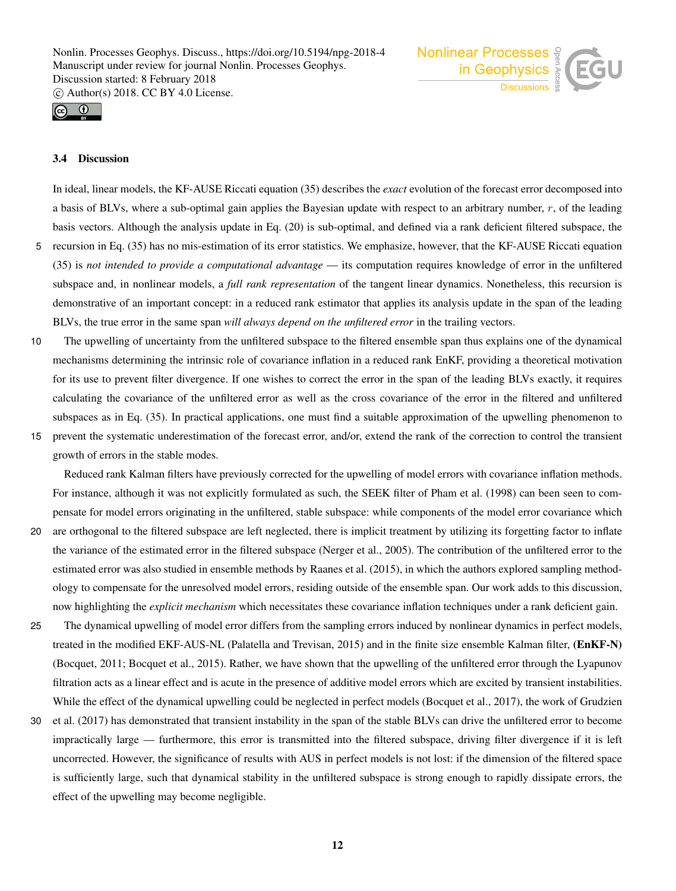### 3.4 Discussion

In ideal, linear models, the KF-AUSE Riccati equation (35) describes the *exact* evolution of the forecast error decomposed into a basis of BLVs, where a sub-optimal gain applies the Bayesian update with respect to an arbitrary number, $r$, of the leading basis vectors. Although the analysis update in Eq. (20) is sub-optimal, and defined via a rank deficient filtered subspace, the recursion in Eq. (35) has no mis-estimation of its error statistics. We emphasize, however, that the KF-AUSE Riccati equation (35) is *not intended to provide a computational advantage* — its computation requires knowledge of error in the unfiltered subspace and, in nonlinear models, a *full rank representation* of the tangent linear dynamics. Nonetheless, this recursion is demonstrative of an important concept: in a reduced rank estimator that applies its analysis update in the span of the leading BLVs, the true error in the same span *will always depend on the unfiltered error* in the trailing vectors.

The upwelling of uncertainty from the unfiltered subspace to the filtered ensemble span thus explains one of the dynamical mechanisms determining the intrinsic role of covariance inflation in a reduced rank EnKF, providing a theoretical motivation for its use to prevent filter divergence. If one wishes to correct the error in the span of the leading BLVs exactly, it requires calculating the covariance of the unfiltered error as well as the cross covariance of the error in the filtered and unfiltered subspaces as in Eq. (35). In practical applications, one must find a suitable approximation of the upwelling phenomenon to prevent the systematic underestimation of the forecast error, and/or, extend the rank of the correction to control the transient growth of errors in the stable modes.

Reduced rank Kalman filters have previously corrected for the upwelling of model errors with covariance inflation methods. For instance, although it was not explicitly formulated as such, the SEEK filter of Pham et al. (1998) can been seen to compensate for model errors originating in the unfiltered, stable subspace: while components of the model error covariance which are orthogonal to the filtered subspace are left neglected, there is implicit treatment by utilizing its forgetting factor to inflate the variance of the estimated error in the filtered subspace (Nerger et al., 2005). The contribution of the unfiltered error to the estimated error was also studied in ensemble methods by Raanes et al. (2015), in which the authors explored sampling methodology to compensate for the unresolved model errors, residing outside of the ensemble span. Our work adds to this discussion, now highlighting the *explicit mechanism* which necessitates these covariance inflation techniques under a rank deficient gain.

The dynamical upwelling of model error differs from the sampling errors induced by nonlinear dynamics in perfect models, treated in the modified EKF-AUS-NL (Palatella and Trevisan, 2015) and in the finite size ensemble Kalman filter, **(EnKF-N)** (Bocquet, 2011; Bocquet et al., 2015). Rather, we have shown that the upwelling of the unfiltered error through the Lyapunov filtration acts as a linear effect and is acute in the presence of additive model errors which are excited by transient instabilities. While the effect of the dynamical upwelling could be neglected in perfect models (Bocquet et al., 2017), the work of Grudzien et al. (2017) has demonstrated that transient instability in the span of the stable BLVs can drive the unfiltered error to become impractically large — furthermore, this error is transmitted into the filtered subspace, driving filter divergence if it is left uncorrected. However, the significance of results with AUS in perfect models is not lost: if the dimension of the filtered space is sufficiently large, such that dynamical stability in the unfiltered subspace is strong enough to rapidly dissipate errors, the effect of the upwelling may become negligible.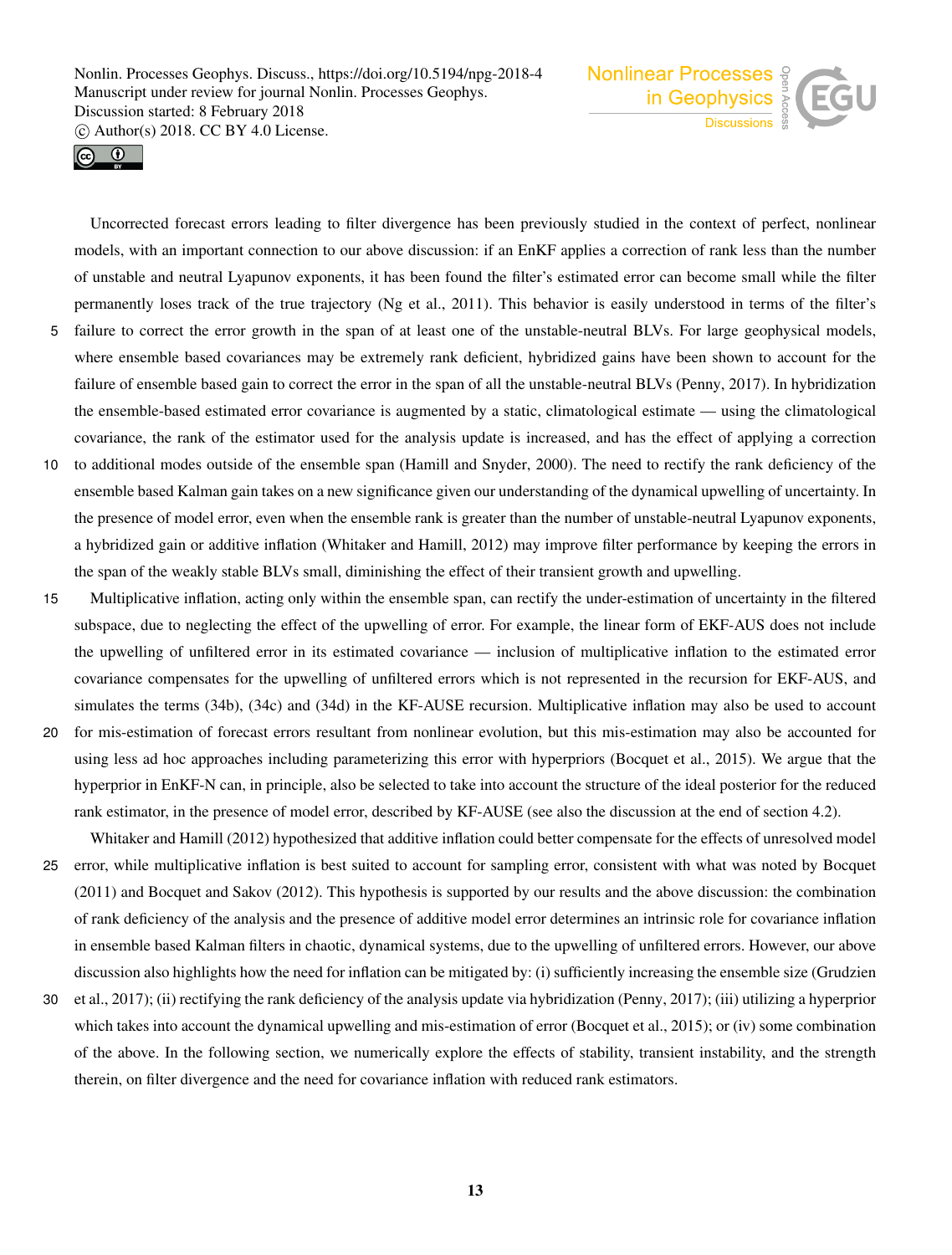Uncorrected forecast errors leading to filter divergence has been previously studied in the context of perfect, nonlinear models, with an important connection to our above discussion: if an EnKF applies a correction of rank less than the number of unstable and neutral Lyapunov exponents, it has been found the filter's estimated error can become small while the filter permanently loses track of the true trajectory (Ng et al., 2011). This behavior is easily understood in terms of the filter's failure to correct the error growth in the span of at least one of the unstable-neutral BLVs. For large geophysical models, where ensemble based covariances may be extremely rank deficient, hybridized gains have been shown to account for the failure of ensemble based gain to correct the error in the span of all the unstable-neutral BLVs (Penny, 2017). In hybridization the ensemble-based estimated error covariance is augmented by a static, climatological estimate — using the climatological covariance, the rank of the estimator used for the analysis update is increased, and has the effect of applying a correction to additional modes outside of the ensemble span (Hamill and Snyder, 2000). The need to rectify the rank deficiency of the ensemble based Kalman gain takes on a new significance given our understanding of the dynamical upwelling of uncertainty. In the presence of model error, even when the ensemble rank is greater than the number of unstable-neutral Lyapunov exponents, a hybridized gain or additive inflation (Whitaker and Hamill, 2012) may improve filter performance by keeping the errors in the span of the weakly stable BLVs small, diminishing the effect of their transient growth and upwelling.

Multiplicative inflation, acting only within the ensemble span, can rectify the under-estimation of uncertainty in the filtered subspace, due to neglecting the effect of the upwelling of error. For example, the linear form of EKF-AUS does not include the upwelling of unfiltered error in its estimated covariance — inclusion of multiplicative inflation to the estimated error covariance compensates for the upwelling of unfiltered errors which is not represented in the recursion for EKF-AUS, and simulates the terms (34b), (34c) and (34d) in the KF-AUSE recursion. Multiplicative inflation may also be used to account for mis-estimation of forecast errors resultant from nonlinear evolution, but this mis-estimation may also be accounted for using less ad hoc approaches including parameterizing this error with hyperpriors (Bocquet et al., 2015). We argue that the hyperprior in EnKF-N can, in principle, also be selected to take into account the structure of the ideal posterior for the reduced rank estimator, in the presence of model error, described by KF-AUSE (see also the discussion at the end of section 4.2).

Whitaker and Hamill (2012) hypothesized that additive inflation could better compensate for the effects of unresolved model error, while multiplicative inflation is best suited to account for sampling error, consistent with what was noted by Bocquet (2011) and Bocquet and Sakov (2012). This hypothesis is supported by our results and the above discussion: the combination of rank deficiency of the analysis and the presence of additive model error determines an intrinsic role for covariance inflation in ensemble based Kalman filters in chaotic, dynamical systems, due to the upwelling of unfiltered errors. However, our above discussion also highlights how the need for inflation can be mitigated by: (i) sufficiently increasing the ensemble size (Grudzien et al., 2017); (ii) rectifying the rank deficiency of the analysis update via hybridization (Penny, 2017); (iii) utilizing a hyperprior which takes into account the dynamical upwelling and mis-estimation of error (Bocquet et al., 2015); or (iv) some combination of the above. In the following section, we numerically explore the effects of stability, transient instability, and the strength therein, on filter divergence and the need for covariance inflation with reduced rank estimators.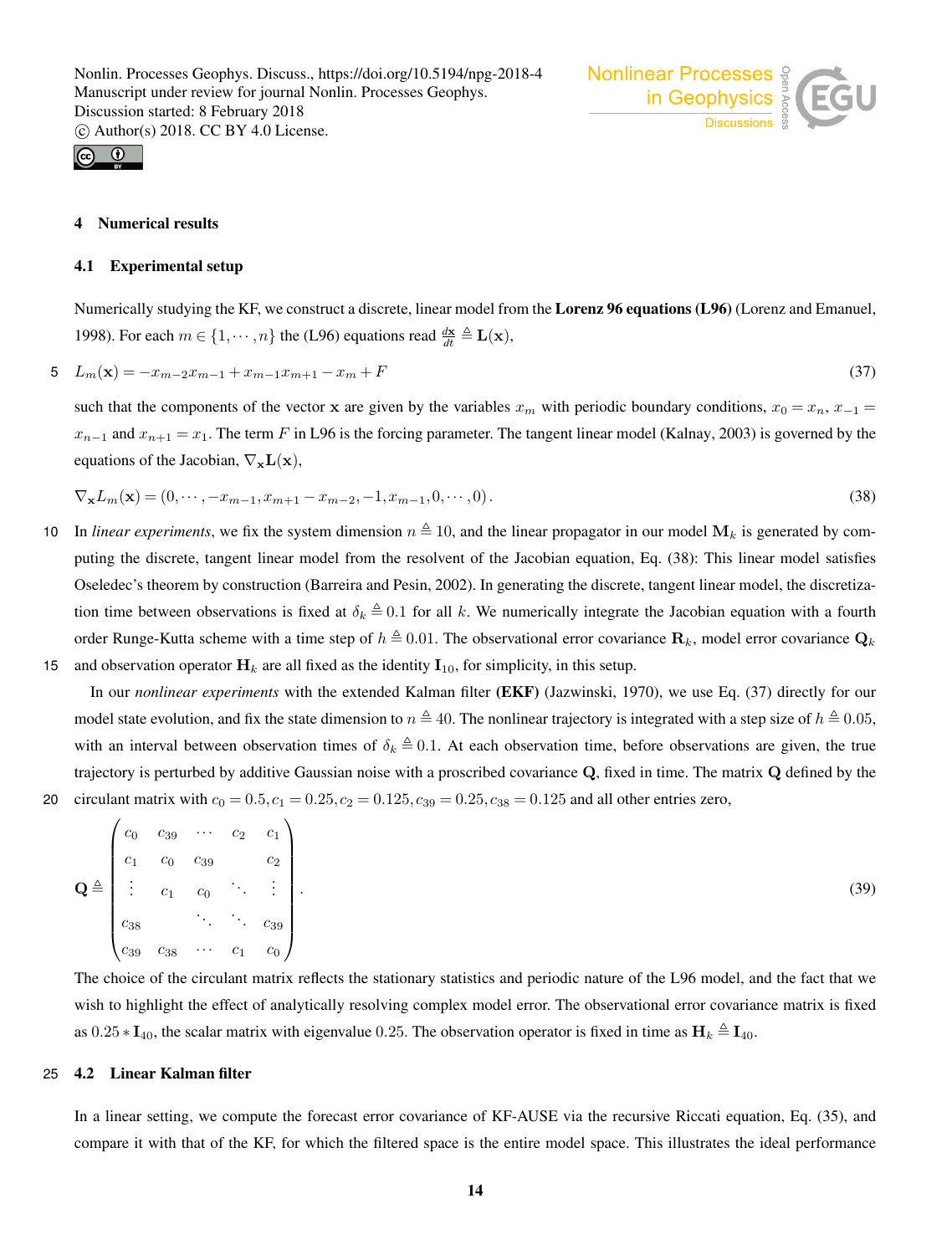## 4 Numerical results

### 4.1 Experimental setup

Numerically studying the KF, we construct a discrete, linear model from the **Lorenz 96 equations (L96)** (Lorenz and Emanuel, 1998). For each $m \in \{1, \cdots, n\}$ the (L96) equations read $\frac{d\mathbf{x}}{dt} \triangleq \mathbf{L}(\mathbf{x})$,

$$L_m(\mathbf{x}) = -x_{m-2}x_{m-1} + x_{m-1}x_{m+1} - x_m + F \tag{37}$$

such that the components of the vector $\mathbf{x}$ are given by the variables $x_m$ with periodic boundary conditions, $x_0 = x_n$, $x_{-1} = x_{n-1}$ and $x_{n+1} = x_1$. The term $F$ in L96 is the forcing parameter. The tangent linear model (Kalnay, 2003) is governed by the equations of the Jacobian, $\nabla_{\mathbf{x}}\mathbf{L}(\mathbf{x})$,

$$\nabla_{\mathbf{x}} L_m(\mathbf{x}) = (0, \cdots, -x_{m-1}, x_{m+1} - x_{m-2}, -1, x_{m-1}, 0, \cdots, 0). \tag{38}$$

In *linear experiments*, we fix the system dimension $n \triangleq 10$, and the linear propagator in our model $\mathbf{M}_k$ is generated by computing the discrete, tangent linear model from the resolvent of the Jacobian equation, Eq. (38): This linear model satisfies Oseledec's theorem by construction (Barreira and Pesin, 2002). In generating the discrete, tangent linear model, the discretization time between observations is fixed at $\delta_k \triangleq 0.1$ for all $k$. We numerically integrate the Jacobian equation with a fourth order Runge-Kutta scheme with a time step of $h \triangleq 0.01$. The observational error covariance $\mathbf{R}_k$, model error covariance $\mathbf{Q}_k$ and observation operator $\mathbf{H}_k$ are all fixed as the identity $\mathbf{I}_{10}$, for simplicity, in this setup.

In our *nonlinear experiments* with the extended Kalman filter **(EKF)** (Jazwinski, 1970), we use Eq. (37) directly for our model state evolution, and fix the state dimension to $n \triangleq 40$. The nonlinear trajectory is integrated with a step size of $h \triangleq 0.05$, with an interval between observation times of $\delta_k \triangleq 0.1$. At each observation time, before observations are given, the true trajectory is perturbed by additive Gaussian noise with a proscribed covariance $\mathbf{Q}$, fixed in time. The matrix $\mathbf{Q}$ defined by the circulant matrix with $c_0 = 0.5, c_1 = 0.25, c_2 = 0.125, c_{39} = 0.25, c_{38} = 0.125$ and all other entries zero,

$$\mathbf{Q} \triangleq \begin{pmatrix} c_0 & c_{39} & \cdots & c_2 & c_1 \\ c_1 & c_0 & c_{39} & & c_2 \\ \vdots & c_1 & c_0 & \ddots & \vdots \\ c_{38} & & \ddots & \ddots & c_{39} \\ c_{39} & c_{38} & \cdots & c_1 & c_0 \end{pmatrix}. \tag{39}$$

The choice of the circulant matrix reflects the stationary statistics and periodic nature of the L96 model, and the fact that we wish to highlight the effect of analytically resolving complex model error. The observational error covariance matrix is fixed as $0.25 * \mathbf{I}_{40}$, the scalar matrix with eigenvalue $0.25$. The observation operator is fixed in time as $\mathbf{H}_k \triangleq \mathbf{I}_{40}$.

### 4.2 Linear Kalman filter

In a linear setting, we compute the forecast error covariance of KF-AUSE via the recursive Riccati equation, Eq. (35), and compare it with that of the KF, for which the filtered space is the entire model space. This illustrates the ideal performance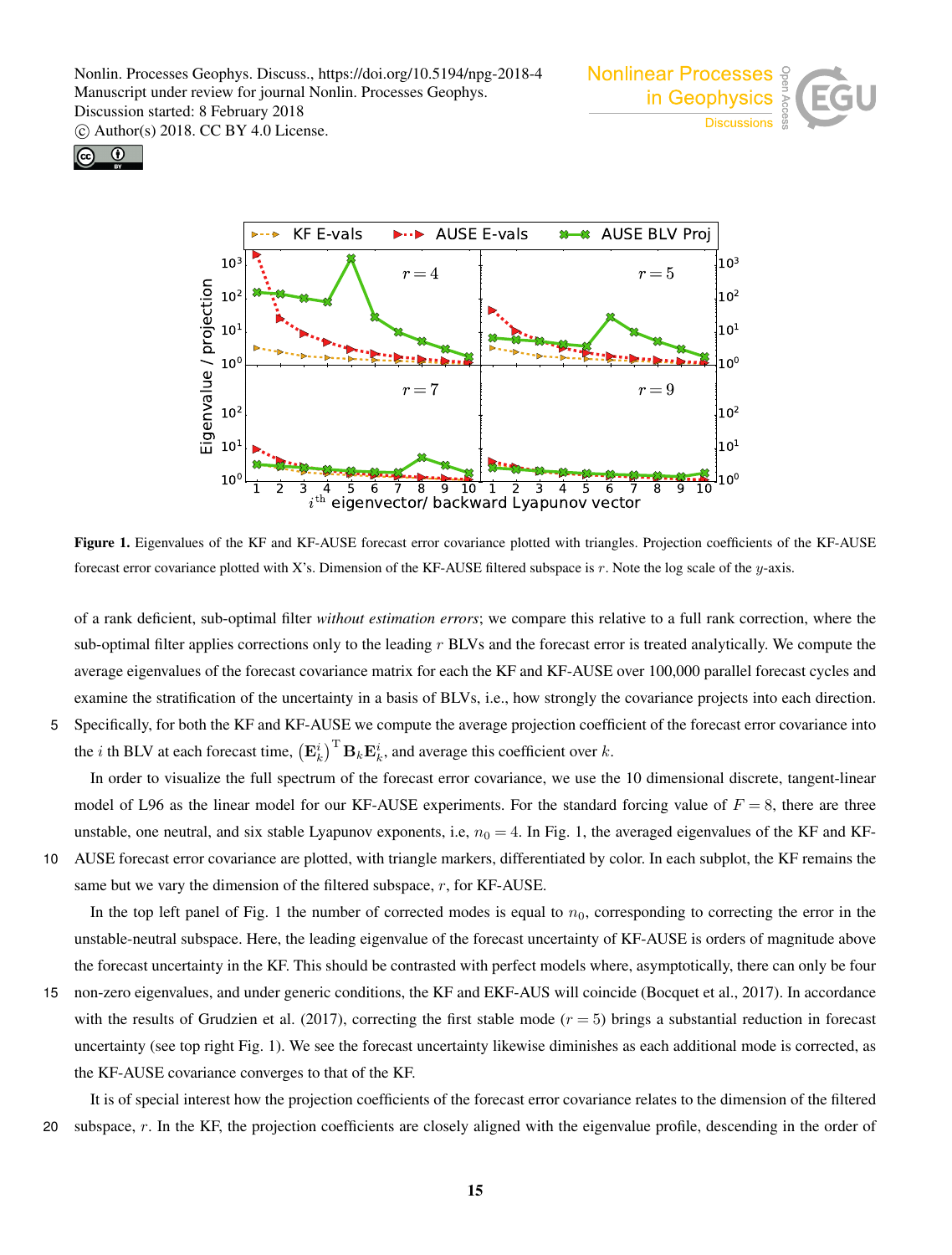**Figure 1.** Eigenvalues of the KF and KF-AUSE forecast error covariance plotted with triangles. Projection coefficients of the KF-AUSE forecast error covariance plotted with X's. Dimension of the KF-AUSE filtered subspace is $r$. Note the log scale of the $y$-axis.

of a rank deficient, sub-optimal filter *without estimation errors*; we compare this relative to a full rank correction, where the sub-optimal filter applies corrections only to the leading $r$ BLVs and the forecast error is treated analytically. We compute the average eigenvalues of the forecast covariance matrix for each the KF and KF-AUSE over 100,000 parallel forecast cycles and examine the stratification of the uncertainty in a basis of BLVs, i.e., how strongly the covariance projects into each direction. Specifically, for both the KF and KF-AUSE we compute the average projection coefficient of the forecast error covariance into the $i$ th BLV at each forecast time, $\left(\mathbf{E}_k^i\right)^{\mathrm{T}}\mathbf{B}_k\mathbf{E}_k^i$, and average this coefficient over $k$.

In order to visualize the full spectrum of the forecast error covariance, we use the 10 dimensional discrete, tangent-linear model of L96 as the linear model for our KF-AUSE experiments. For the standard forcing value of $F = 8$, there are three unstable, one neutral, and six stable Lyapunov exponents, i.e, $n_0 = 4$. In Fig. 1, the averaged eigenvalues of the KF and KF-AUSE forecast error covariance are plotted, with triangle markers, differentiated by color. In each subplot, the KF remains the same but we vary the dimension of the filtered subspace, $r$, for KF-AUSE.

In the top left panel of Fig. 1 the number of corrected modes is equal to $n_0$, corresponding to correcting the error in the unstable-neutral subspace. Here, the leading eigenvalue of the forecast uncertainty of KF-AUSE is orders of magnitude above the forecast uncertainty in the KF. This should be contrasted with perfect models where, asymptotically, there can only be four non-zero eigenvalues, and under generic conditions, the KF and EKF-AUS will coincide (Bocquet et al., 2017). In accordance with the results of Grudzien et al. (2017), correcting the first stable mode ($r = 5$) brings a substantial reduction in forecast uncertainty (see top right Fig. 1). We see the forecast uncertainty likewise diminishes as each additional mode is corrected, as the KF-AUSE covariance converges to that of the KF.

It is of special interest how the projection coefficients of the forecast error covariance relates to the dimension of the filtered subspace, $r$. In the KF, the projection coefficients are closely aligned with the eigenvalue profile, descending in the order of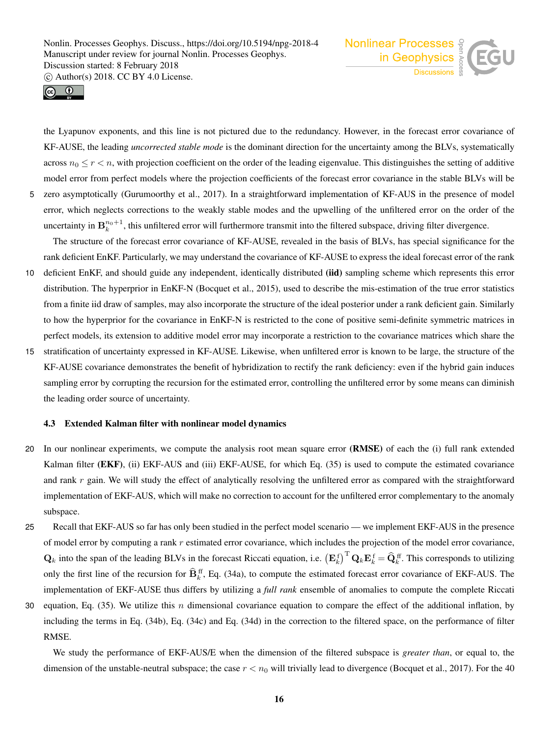the Lyapunov exponents, and this line is not pictured due to the redundancy. However, in the forecast error covariance of KF-AUSE, the leading *uncorrected stable mode* is the dominant direction for the uncertainty among the BLVs, systematically across $n_0 \leq r < n$, with projection coefficient on the order of the leading eigenvalue. This distinguishes the setting of additive model error from perfect models where the projection coefficients of the forecast error covariance in the stable BLVs will be zero asymptotically (Gurumoorthy et al., 2017). In a straightforward implementation of KF-AUS in the presence of model error, which neglects corrections to the weakly stable modes and the upwelling of the unfiltered error on the order of the uncertainty in $\mathbf{B}_k^{n_0+1}$, this unfiltered error will furthermore transmit into the filtered subspace, driving filter divergence.

The structure of the forecast error covariance of KF-AUSE, revealed in the basis of BLVs, has special significance for the rank deficient EnKF. Particularly, we may understand the covariance of KF-AUSE to express the ideal forecast error of the rank deficient EnKF, and should guide any independent, identically distributed **(iid)** sampling scheme which represents this error distribution. The hyperprior in EnKF-N (Bocquet et al., 2015), used to describe the mis-estimation of the true error statistics from a finite iid draw of samples, may also incorporate the structure of the ideal posterior under a rank deficient gain. Similarly to how the hyperprior for the covariance in EnKF-N is restricted to the cone of positive semi-definite symmetric matrices in perfect models, its extension to additive model error may incorporate a restriction to the covariance matrices which share the stratification of uncertainty expressed in KF-AUSE. Likewise, when unfiltered error is known to be large, the structure of the KF-AUSE covariance demonstrates the benefit of hybridization to rectify the rank deficiency: even if the hybrid gain induces sampling error by corrupting the recursion for the estimated error, controlling the unfiltered error by some means can diminish the leading order source of uncertainty.

### 4.3 Extended Kalman filter with nonlinear model dynamics

In our nonlinear experiments, we compute the analysis root mean square error **(RMSE)** of each the (i) full rank extended Kalman filter **(EKF)**, (ii) EKF-AUS and (iii) EKF-AUSE, for which Eq. (35) is used to compute the estimated covariance and rank $r$ gain. We will study the effect of analytically resolving the unfiltered error as compared with the straightforward implementation of EKF-AUS, which will make no correction to account for the unfiltered error complementary to the anomaly subspace.

Recall that EKF-AUS so far has only been studied in the perfect model scenario — we implement EKF-AUS in the presence of model error by computing a rank $r$ estimated error covariance, which includes the projection of the model error covariance, $\mathbf{Q}_k$ into the span of the leading BLVs in the forecast Riccati equation, i.e. $\left(\mathbf{E}_k^{\mathrm{f}}\right)^{\mathrm{T}} \mathbf{Q}_k \mathbf{E}_k^{\mathrm{f}} = \widehat{\mathbf{Q}}_k^{\mathrm{ff}}$. This corresponds to utilizing only the first line of the recursion for $\widehat{\mathbf{B}}_k^{\mathrm{ff}}$, Eq. (34a), to compute the estimated forecast error covariance of EKF-AUS. The implementation of EKF-AUSE thus differs by utilizing a *full rank* ensemble of anomalies to compute the complete Riccati equation, Eq. (35). We utilize this $n$ dimensional covariance equation to compare the effect of the additional inflation, by including the terms in Eq. (34b), Eq. (34c) and Eq. (34d) in the correction to the filtered space, on the performance of filter RMSE.

We study the performance of EKF-AUS/E when the dimension of the filtered subspace is *greater than*, or equal to, the dimension of the unstable-neutral subspace; the case $r < n_0$ will trivially lead to divergence (Bocquet et al., 2017). For the 40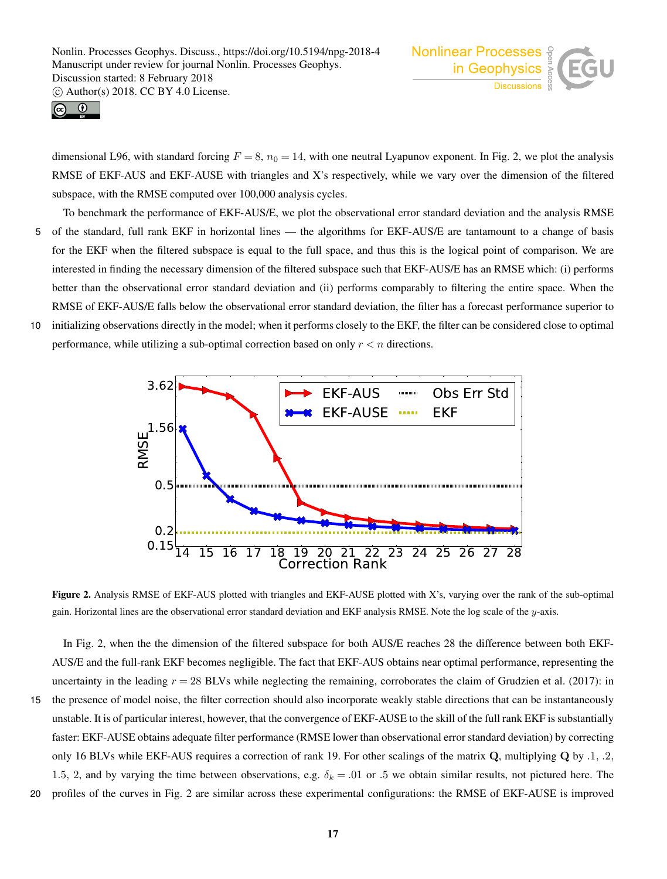dimensional L96, with standard forcing $F = 8$, $n_0 = 14$, with one neutral Lyapunov exponent. In Fig. 2, we plot the analysis RMSE of EKF-AUS and EKF-AUSE with triangles and X's respectively, while we vary over the dimension of the filtered subspace, with the RMSE computed over 100,000 analysis cycles.

To benchmark the performance of EKF-AUS/E, we plot the observational error standard deviation and the analysis RMSE of the standard, full rank EKF in horizontal lines — the algorithms for EKF-AUS/E are tantamount to a change of basis for the EKF when the filtered subspace is equal to the full space, and thus this is the logical point of comparison. We are interested in finding the necessary dimension of the filtered subspace such that EKF-AUS/E has an RMSE which: (i) performs better than the observational error standard deviation and (ii) performs comparably to filtering the entire space. When the RMSE of EKF-AUS/E falls below the observational error standard deviation, the filter has a forecast performance superior to initializing observations directly in the model; when it performs closely to the EKF, the filter can be considered close to optimal performance, while utilizing a sub-optimal correction based on only $r < n$ directions.

**Figure 2.** Analysis RMSE of EKF-AUS plotted with triangles and EKF-AUSE plotted with X's, varying over the rank of the sub-optimal gain. Horizontal lines are the observational error standard deviation and EKF analysis RMSE. Note the log scale of the $y$-axis.

In Fig. 2, when the the dimension of the filtered subspace for both AUS/E reaches 28 the difference between both EKF-AUS/E and the full-rank EKF becomes negligible. The fact that EKF-AUS obtains near optimal performance, representing the uncertainty in the leading $r = 28$ BLVs while neglecting the remaining, corroborates the claim of Grudzien et al. (2017): in the presence of model noise, the filter correction should also incorporate weakly stable directions that can be instantaneously unstable. It is of particular interest, however, that the convergence of EKF-AUSE to the skill of the full rank EKF is substantially faster: EKF-AUSE obtains adequate filter performance (RMSE lower than observational error standard deviation) by correcting only 16 BLVs while EKF-AUS requires a correction of rank 19. For other scalings of the matrix $\mathbf{Q}$, multiplying $\mathbf{Q}$ by .1, .2, 1.5, 2, and by varying the time between observations, e.g. $\delta_k = .01$ or .5 we obtain similar results, not pictured here. The profiles of the curves in Fig. 2 are similar across these experimental configurations: the RMSE of EKF-AUSE is improved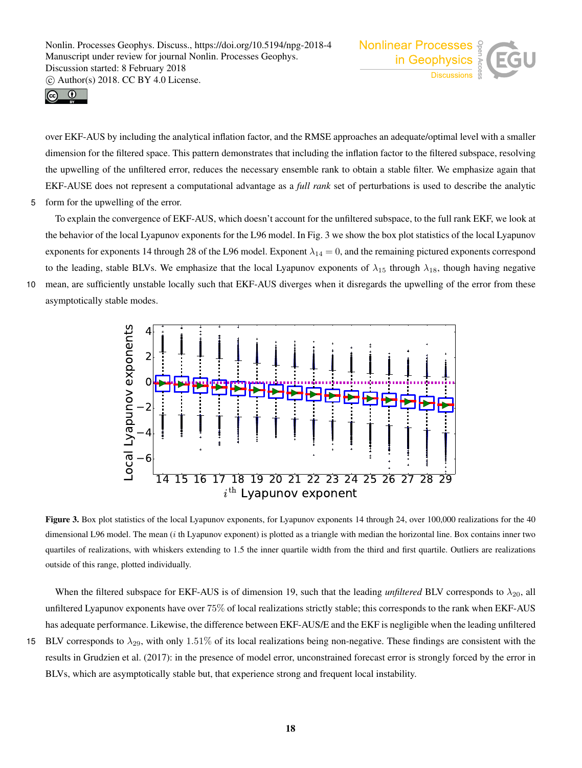over EKF-AUS by including the analytical inflation factor, and the RMSE approaches an adequate/optimal level with a smaller dimension for the filtered space. This pattern demonstrates that including the inflation factor to the filtered subspace, resolving the upwelling of the unfiltered error, reduces the necessary ensemble rank to obtain a stable filter. We emphasize again that EKF-AUSE does not represent a computational advantage as a *full rank* set of perturbations is used to describe the analytic form for the upwelling of the error.

To explain the convergence of EKF-AUS, which doesn't account for the unfiltered subspace, to the full rank EKF, we look at the behavior of the local Lyapunov exponents for the L96 model. In Fig. 3 we show the box plot statistics of the local Lyapunov exponents for exponents 14 through 28 of the L96 model. Exponent $\lambda_{14} = 0$, and the remaining pictured exponents correspond to the leading, stable BLVs. We emphasize that the local Lyapunov exponents of $\lambda_{15}$ through $\lambda_{18}$, though having negative mean, are sufficiently unstable locally such that EKF-AUS diverges when it disregards the upwelling of the error from these asymptotically stable modes.

**Figure 3.** Box plot statistics of the local Lyapunov exponents, for Lyapunov exponents 14 through 24, over 100,000 realizations for the 40 dimensional L96 model. The mean ($i$ th Lyapunov exponent) is plotted as a triangle with median the horizontal line. Box contains inner two quartiles of realizations, with whiskers extending to 1.5 the inner quartile width from the third and first quartile. Outliers are realizations outside of this range, plotted individually.

When the filtered subspace for EKF-AUS is of dimension 19, such that the leading *unfiltered* BLV corresponds to $\lambda_{20}$, all unfiltered Lyapunov exponents have over $75\%$ of local realizations strictly stable; this corresponds to the rank when EKF-AUS has adequate performance. Likewise, the difference between EKF-AUS/E and the EKF is negligible when the leading unfiltered BLV corresponds to $\lambda_{29}$, with only $1.51\%$ of its local realizations being non-negative. These findings are consistent with the results in Grudzien et al. (2017): in the presence of model error, unconstrained forecast error is strongly forced by the error in BLVs, which are asymptotically stable but, that experience strong and frequent local instability.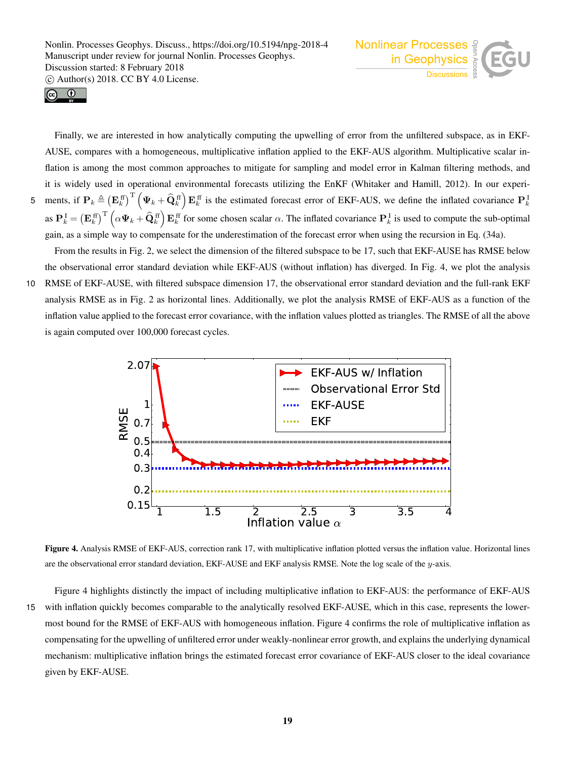Finally, we are interested in how analytically computing the upwelling of error from the unfiltered subspace, as in EKF-AUSE, compares with a homogeneous, multiplicative inflation applied to the EKF-AUS algorithm. Multiplicative scalar inflation is among the most common approaches to mitigate for sampling and model error in Kalman filtering methods, and it is widely used in operational environmental forecasts utilizing the EnKF (Whitaker and Hamill, 2012). In our experiments, if $\mathbf{P}_k \triangleq \left(\mathbf{E}_k^{\mathrm{ff}}\right)^{\mathrm{T}} \left(\mathbf{\Psi}_k + \widehat{\mathbf{Q}}_k^{\mathrm{ff}}\right) \mathbf{E}_k^{\mathrm{ff}}$ is the estimated forecast error of EKF-AUSE, we define the inflated covariance $\mathbf{P}_k^{\mathrm{I}}$ as $\mathbf{P}_k^{\mathrm{I}} = \left(\mathbf{E}_k^{\mathrm{ff}}\right)^{\mathrm{T}} \left(\alpha \mathbf{\Psi}_k + \widehat{\mathbf{Q}}_k^{\mathrm{ff}}\right) \mathbf{E}_k^{\mathrm{ff}}$ for some chosen scalar $\alpha$. The inflated covariance $\mathbf{P}_k^{\mathrm{I}}$ is used to compute the sub-optimal gain, as a simple way to compensate for the underestimation of the forecast error when using the recursion in Eq. (34a).

From the results in Fig. 2, we select the dimension of the filtered subspace to be 17, such that EKF-AUSE has RMSE below the observational error standard deviation while EKF-AUS (without inflation) has diverged. In Fig. 4, we plot the analysis RMSE of EKF-AUSE, with filtered subspace dimension 17, the observational error standard deviation and the full-rank EKF analysis RMSE as in Fig. 2 as horizontal lines. Additionally, we plot the analysis RMSE of EKF-AUS as a function of the inflation value applied to the forecast error covariance, with the inflation values plotted as triangles. The RMSE of all the above is again computed over 100,000 forecast cycles.

**Figure 4.** Analysis RMSE of EKF-AUS, correction rank 17, with multiplicative inflation plotted versus the inflation value. Horizontal lines are the observational error standard deviation, EKF-AUSE and EKF analysis RMSE. Note the log scale of the $y$-axis.

Figure 4 highlights distinctly the impact of including multiplicative inflation to EKF-AUS: the performance of EKF-AUS with inflation quickly becomes comparable to the analytically resolved EKF-AUSE, which in this case, represents the lowermost bound for the RMSE of EKF-AUS with homogeneous inflation. Figure 4 confirms the role of multiplicative inflation as compensating for the upwelling of unfiltered error under weakly-nonlinear error growth, and explains the underlying dynamical mechanism: multiplicative inflation brings the estimated forecast error covariance of EKF-AUS closer to the ideal covariance given by EKF-AUSE.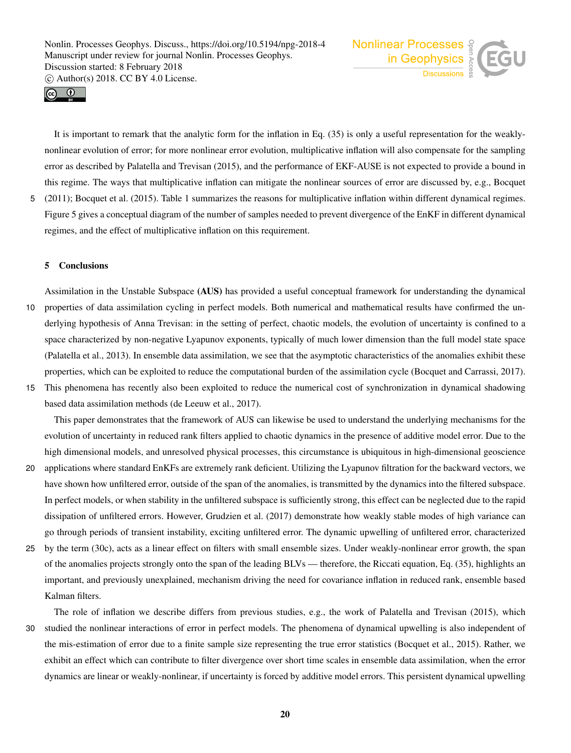It is important to remark that the analytic form for the inflation in Eq. (35) is only a useful representation for the weakly-nonlinear evolution of error; for more nonlinear error evolution, multiplicative inflation will also compensate for the sampling error as described by Palatella and Trevisan (2015), and the performance of EKF-AUSE is not expected to provide a bound in this regime. The ways that multiplicative inflation can mitigate the nonlinear sources of error are discussed by, e.g., Bocquet (2011); Bocquet et al. (2015). Table 1 summarizes the reasons for multiplicative inflation within different dynamical regimes. Figure 5 gives a conceptual diagram of the number of samples needed to prevent divergence of the EnKF in different dynamical regimes, and the effect of multiplicative inflation on this requirement.

## 5 Conclusions

Assimilation in the Unstable Subspace **(AUS)** has provided a useful conceptual framework for understanding the dynamical properties of data assimilation cycling in perfect models. Both numerical and mathematical results have confirmed the underlying hypothesis of Anna Trevisan: in the setting of perfect, chaotic models, the evolution of uncertainty is confined to a space characterized by non-negative Lyapunov exponents, typically of much lower dimension than the full model state space (Palatella et al., 2013). In ensemble data assimilation, we see that the asymptotic characteristics of the anomalies exhibit these properties, which can be exploited to reduce the computational burden of the assimilation cycle (Bocquet and Carrassi, 2017). This phenomena has recently also been exploited to reduce the numerical cost of synchronization in dynamical shadowing based data assimilation methods (de Leeuw et al., 2017).

This paper demonstrates that the framework of AUS can likewise be used to understand the underlying mechanisms for the evolution of uncertainty in reduced rank filters applied to chaotic dynamics in the presence of additive model error. Due to the high dimensional models, and unresolved physical processes, this circumstance is ubiquitous in high-dimensional geoscience applications where standard EnKFs are extremely rank deficient. Utilizing the Lyapunov filtration for the backward vectors, we have shown how unfiltered error, outside of the span of the anomalies, is transmitted by the dynamics into the filtered subspace. In perfect models, or when stability in the unfiltered subspace is sufficiently strong, this effect can be neglected due to the rapid dissipation of unfiltered errors. However, Grudzien et al. (2017) demonstrate how weakly stable modes of high variance can go through periods of transient instability, exciting unfiltered error. The dynamic upwelling of unfiltered error, characterized by the term (30c), acts as a linear effect on filters with small ensemble sizes. Under weakly-nonlinear error growth, the span of the anomalies projects strongly onto the span of the leading BLVs — therefore, the Riccati equation, Eq. (35), highlights an important, and previously unexplained, mechanism driving the need for covariance inflation in reduced rank, ensemble based Kalman filters.

The role of inflation we describe differs from previous studies, e.g., the work of Palatella and Trevisan (2015), which studied the nonlinear interactions of error in perfect models. The phenomena of dynamical upwelling is also independent of the mis-estimation of error due to a finite sample size representing the true error statistics (Bocquet et al., 2015). Rather, we exhibit an effect which can contribute to filter divergence over short time scales in ensemble data assimilation, when the error dynamics are linear or weakly-nonlinear, if uncertainty is forced by additive model errors. This persistent dynamical upwelling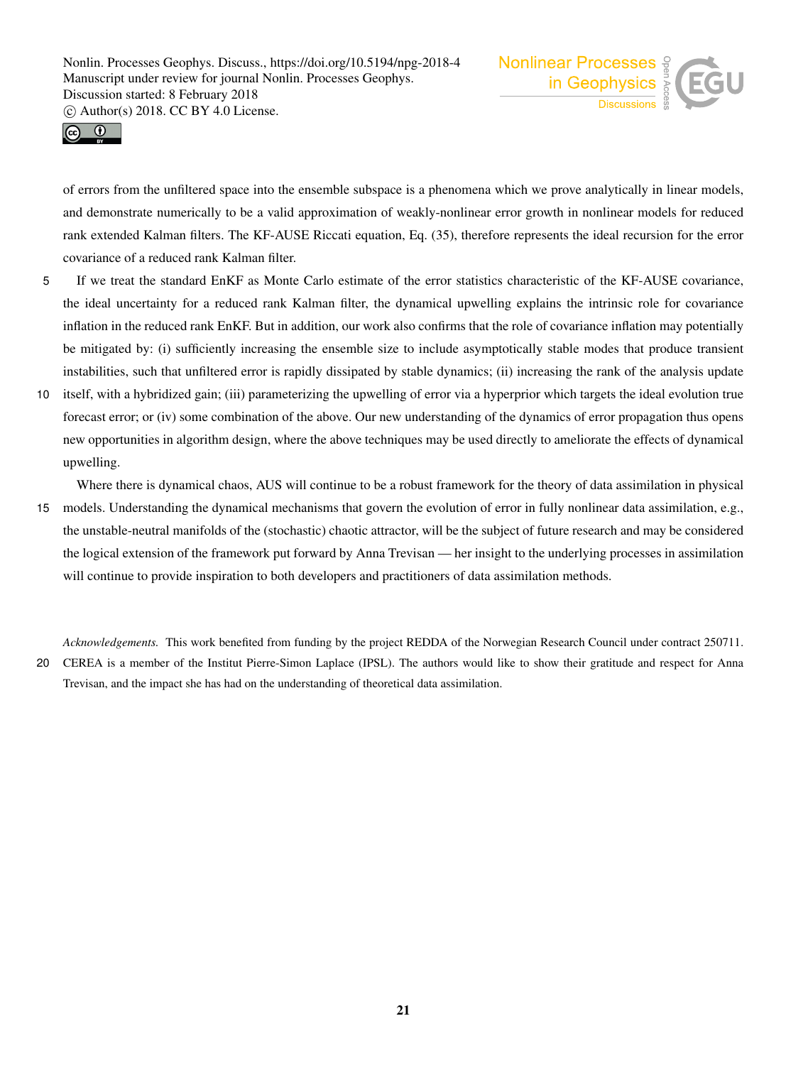of errors from the unfiltered space into the ensemble subspace is a phenomena which we prove analytically in linear models, and demonstrate numerically to be a valid approximation of weakly-nonlinear error growth in nonlinear models for reduced rank extended Kalman filters. The KF-AUSE Riccati equation, Eq. (35), therefore represents the ideal recursion for the error covariance of a reduced rank Kalman filter.

If we treat the standard EnKF as Monte Carlo estimate of the error statistics characteristic of the KF-AUSE covariance, the ideal uncertainty for a reduced rank Kalman filter, the dynamical upwelling explains the intrinsic role for covariance inflation in the reduced rank EnKF. But in addition, our work also confirms that the role of covariance inflation may potentially be mitigated by: (i) sufficiently increasing the ensemble size to include asymptotically stable modes that produce transient instabilities, such that unfiltered error is rapidly dissipated by stable dynamics; (ii) increasing the rank of the analysis update itself, with a hybridized gain; (iii) parameterizing the upwelling of error via a hyperprior which targets the ideal evolution true forecast error; or (iv) some combination of the above. Our new understanding of the dynamics of error propagation thus opens new opportunities in algorithm design, where the above techniques may be used directly to ameliorate the effects of dynamical upwelling.

Where there is dynamical chaos, AUS will continue to be a robust framework for the theory of data assimilation in physical models. Understanding the dynamical mechanisms that govern the evolution of error in fully nonlinear data assimilation, e.g., the unstable-neutral manifolds of the (stochastic) chaotic attractor, will be the subject of future research and may be considered the logical extension of the framework put forward by Anna Trevisan — her insight to the underlying processes in assimilation will continue to provide inspiration to both developers and practitioners of data assimilation methods.

*Acknowledgements.* This work benefited from funding by the project REDDA of the Norwegian Research Council under contract 250711. CEREA is a member of the Institut Pierre-Simon Laplace (IPSL). The authors would like to show their gratitude and respect for Anna Trevisan, and the impact she has had on the understanding of theoretical data assimilation.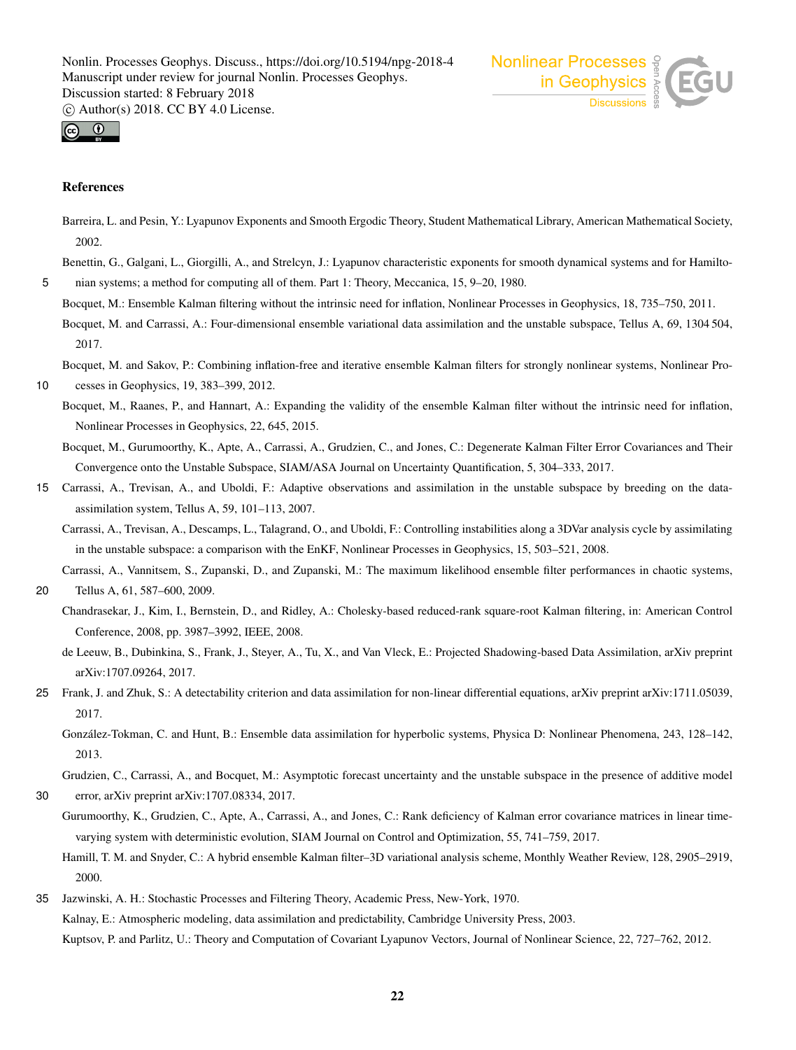# References

Barreira, L. and Pesin, Y.: Lyapunov Exponents and Smooth Ergodic Theory, Student Mathematical Library, American Mathematical Society, 2002.

Benettin, G., Galgani, L., Giorgilli, A., and Strelcyn, J.: Lyapunov characteristic exponents for smooth dynamical systems and for Hamiltonian systems; a method for computing all of them. Part 1: Theory, Meccanica, 15, 9–20, 1980.

Bocquet, M.: Ensemble Kalman filtering without the intrinsic need for inflation, Nonlinear Processes in Geophysics, 18, 735–750, 2011.

Bocquet, M. and Carrassi, A.: Four-dimensional ensemble variational data assimilation and the unstable subspace, Tellus A, 69, 1304 504, 2017.

Bocquet, M. and Sakov, P.: Combining inflation-free and iterative ensemble Kalman filters for strongly nonlinear systems, Nonlinear Processes in Geophysics, 19, 383–399, 2012.

Bocquet, M., Raanes, P., and Hannart, A.: Expanding the validity of the ensemble Kalman filter without the intrinsic need for inflation, Nonlinear Processes in Geophysics, 22, 645, 2015.

Bocquet, M., Gurumoorthy, K., Apte, A., Carrassi, A., Grudzien, C., and Jones, C.: Degenerate Kalman Filter Error Covariances and Their Convergence onto the Unstable Subspace, SIAM/ASA Journal on Uncertainty Quantification, 5, 304–333, 2017.

Carrassi, A., Trevisan, A., and Uboldi, F.: Adaptive observations and assimilation in the unstable subspace by breeding on the data-assimilation system, Tellus A, 59, 101–113, 2007.

Carrassi, A., Trevisan, A., Descamps, L., Talagrand, O., and Uboldi, F.: Controlling instabilities along a 3DVar analysis cycle by assimilating in the unstable subspace: a comparison with the EnKF, Nonlinear Processes in Geophysics, 15, 503–521, 2008.

Carrassi, A., Vannitsem, S., Zupanski, D., and Zupanski, M.: The maximum likelihood ensemble filter performances in chaotic systems, Tellus A, 61, 587–600, 2009.

Chandrasekar, J., Kim, I., Bernstein, D., and Ridley, A.: Cholesky-based reduced-rank square-root Kalman filtering, in: American Control Conference, 2008, pp. 3987–3992, IEEE, 2008.

de Leeuw, B., Dubinkina, S., Frank, J., Steyer, A., Tu, X., and Van Vleck, E.: Projected Shadowing-based Data Assimilation, arXiv preprint arXiv:1707.09264, 2017.

Frank, J. and Zhuk, S.: A detectability criterion and data assimilation for non-linear differential equations, arXiv preprint arXiv:1711.05039, 2017.

González-Tokman, C. and Hunt, B.: Ensemble data assimilation for hyperbolic systems, Physica D: Nonlinear Phenomena, 243, 128–142, 2013.

Grudzien, C., Carrassi, A., and Bocquet, M.: Asymptotic forecast uncertainty and the unstable subspace in the presence of additive model error, arXiv preprint arXiv:1707.08334, 2017.

Gurumoorthy, K., Grudzien, C., Apte, A., Carrassi, A., and Jones, C.: Rank deficiency of Kalman error covariance matrices in linear time-varying system with deterministic evolution, SIAM Journal on Control and Optimization, 55, 741–759, 2017.

Hamill, T. M. and Snyder, C.: A hybrid ensemble Kalman filter–3D variational analysis scheme, Monthly Weather Review, 128, 2905–2919, 2000.

Jazwinski, A. H.: Stochastic Processes and Filtering Theory, Academic Press, New-York, 1970.

Kalnay, E.: Atmospheric modeling, data assimilation and predictability, Cambridge University Press, 2003.

Kuptsov, P. and Parlitz, U.: Theory and Computation of Covariant Lyapunov Vectors, Journal of Nonlinear Science, 22, 727–762, 2012.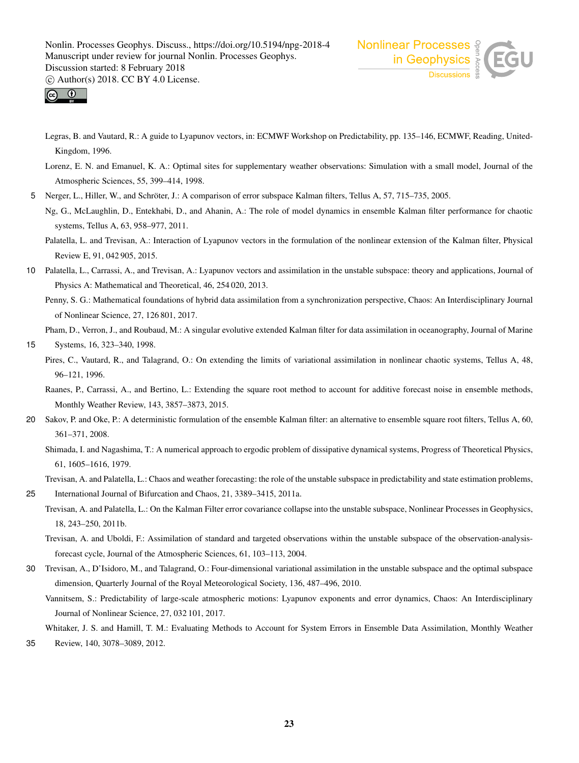Legras, B. and Vautard, R.: A guide to Lyapunov vectors, in: ECMWF Workshop on Predictability, pp. 135–146, ECMWF, Reading, United-Kingdom, 1996.

Lorenz, E. N. and Emanuel, K. A.: Optimal sites for supplementary weather observations: Simulation with a small model, Journal of the Atmospheric Sciences, 55, 399–414, 1998.

Nerger, L., Hiller, W., and Schröter, J.: A comparison of error subspace Kalman filters, Tellus A, 57, 715–735, 2005.

Ng, G., McLaughlin, D., Entekhabi, D., and Ahanin, A.: The role of model dynamics in ensemble Kalman filter performance for chaotic systems, Tellus A, 63, 958–977, 2011.

Palatella, L. and Trevisan, A.: Interaction of Lyapunov vectors in the formulation of the nonlinear extension of the Kalman filter, Physical Review E, 91, 042 905, 2015.

Palatella, L., Carrassi, A., and Trevisan, A.: Lyapunov vectors and assimilation in the unstable subspace: theory and applications, Journal of Physics A: Mathematical and Theoretical, 46, 254 020, 2013.

Penny, S. G.: Mathematical foundations of hybrid data assimilation from a synchronization perspective, Chaos: An Interdisciplinary Journal of Nonlinear Science, 27, 126 801, 2017.

Pham, D., Verron, J., and Roubaud, M.: A singular evolutive extended Kalman filter for data assimilation in oceanography, Journal of Marine Systems, 16, 323–340, 1998.

Pires, C., Vautard, R., and Talagrand, O.: On extending the limits of variational assimilation in nonlinear chaotic systems, Tellus A, 48, 96–121, 1996.

Raanes, P., Carrassi, A., and Bertino, L.: Extending the square root method to account for additive forecast noise in ensemble methods, Monthly Weather Review, 143, 3857–3873, 2015.

Sakov, P. and Oke, P.: A deterministic formulation of the ensemble Kalman filter: an alternative to ensemble square root filters, Tellus A, 60, 361–371, 2008.

Shimada, I. and Nagashima, T.: A numerical approach to ergodic problem of dissipative dynamical systems, Progress of Theoretical Physics, 61, 1605–1616, 1979.

Trevisan, A. and Palatella, L.: Chaos and weather forecasting: the role of the unstable subspace in predictability and state estimation problems, International Journal of Bifurcation and Chaos, 21, 3389–3415, 2011a.

Trevisan, A. and Palatella, L.: On the Kalman Filter error covariance collapse into the unstable subspace, Nonlinear Processes in Geophysics, 18, 243–250, 2011b.

Trevisan, A. and Uboldi, F.: Assimilation of standard and targeted observations within the unstable subspace of the observation-analysis-forecast cycle, Journal of the Atmospheric Sciences, 61, 103–113, 2004.

Trevisan, A., D'Isidoro, M., and Talagrand, O.: Four-dimensional variational assimilation in the unstable subspace and the optimal subspace dimension, Quarterly Journal of the Royal Meteorological Society, 136, 487–496, 2010.

Vannitsem, S.: Predictability of large-scale atmospheric motions: Lyapunov exponents and error dynamics, Chaos: An Interdisciplinary Journal of Nonlinear Science, 27, 032 101, 2017.

Whitaker, J. S. and Hamill, T. M.: Evaluating Methods to Account for System Errors in Ensemble Data Assimilation, Monthly Weather Review, 140, 3078–3089, 2012.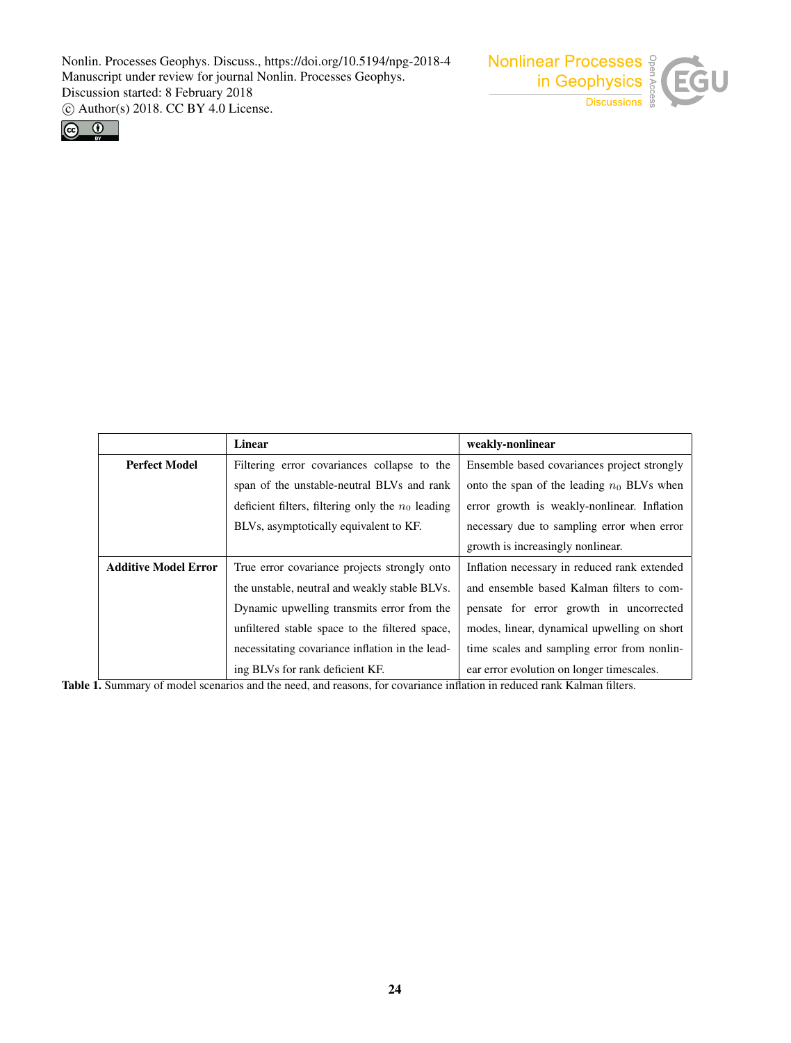| | **Linear** | **weakly-nonlinear** |
|---|---|---|
| **Perfect Model** | Filtering error covariances collapse to the span of the unstable-neutral BLVs and rank deficient filters, filtering only the $n_0$ leading BLVs, asymptotically equivalent to KF. | Ensemble based covariances project strongly onto the span of the leading $n_0$ BLVs when error growth is weakly-nonlinear. Inflation necessary due to sampling error when error growth is increasingly nonlinear. |
| **Additive Model Error** | True error covariance projects strongly onto the unstable, neutral and weakly stable BLVs. Dynamic upwelling transmits error from the unfiltered stable space to the filtered space, necessitating covariance inflation in the leading BLVs for rank deficient KF. | Inflation necessary in reduced rank extended and ensemble based Kalman filters to compensate for error growth in uncorrected modes, linear, dynamical upwelling on short time scales and sampling error from nonlinear error evolution on longer timescales. |

**Table 1.** Summary of model scenarios and the need, and reasons, for covariance inflation in reduced rank Kalman filters.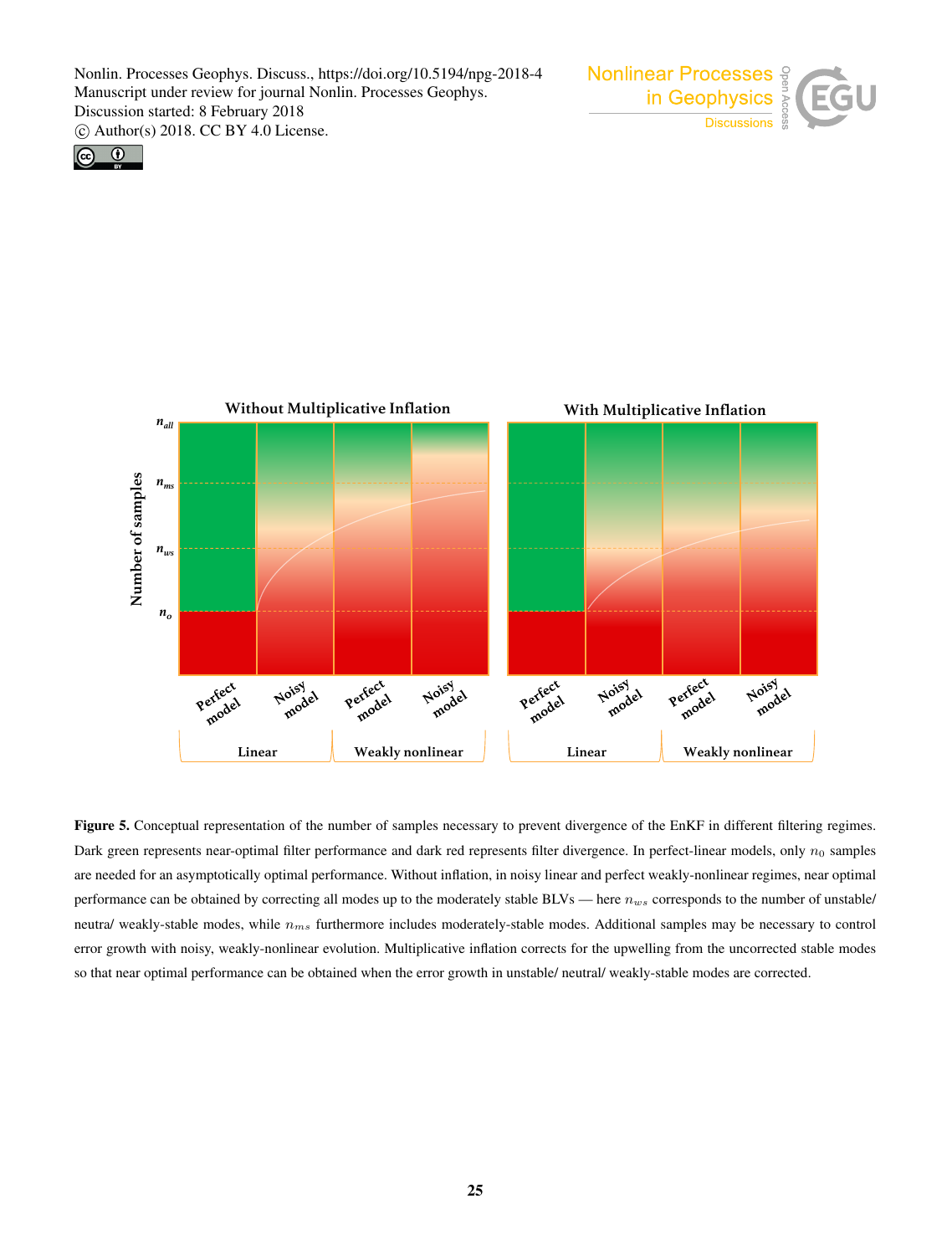Without Multiplicative Inflation

With Multiplicative Inflation

Number of samples

$n_{all}$

$n_{ms}$

$n_{ws}$

$n_o$

Perfect model

Noisy model

Perfect model

Noisy model

Linear

Weakly nonlinear

Perfect model

Noisy model

Perfect model

Noisy model

Linear

Weakly nonlinear

**Figure 5.** Conceptual representation of the number of samples necessary to prevent divergence of the EnKF in different filtering regimes. Dark green represents near-optimal filter performance and dark red represents filter divergence. In perfect-linear models, only $n_0$ samples are needed for an asymptotically optimal performance. Without inflation, in noisy linear and perfect weakly-nonlinear regimes, near optimal performance can be obtained by correcting all modes up to the moderately stable BLVs — here $n_{ws}$ corresponds to the number of unstable/ neutra/ weakly-stable modes, while $n_{ms}$ furthermore includes moderately-stable modes. Additional samples may be necessary to control error growth with noisy, weakly-nonlinear evolution. Multiplicative inflation corrects for the upwelling from the uncorrected stable modes so that near optimal performance can be obtained when the error growth in unstable/ neutral/ weakly-stable modes are corrected.